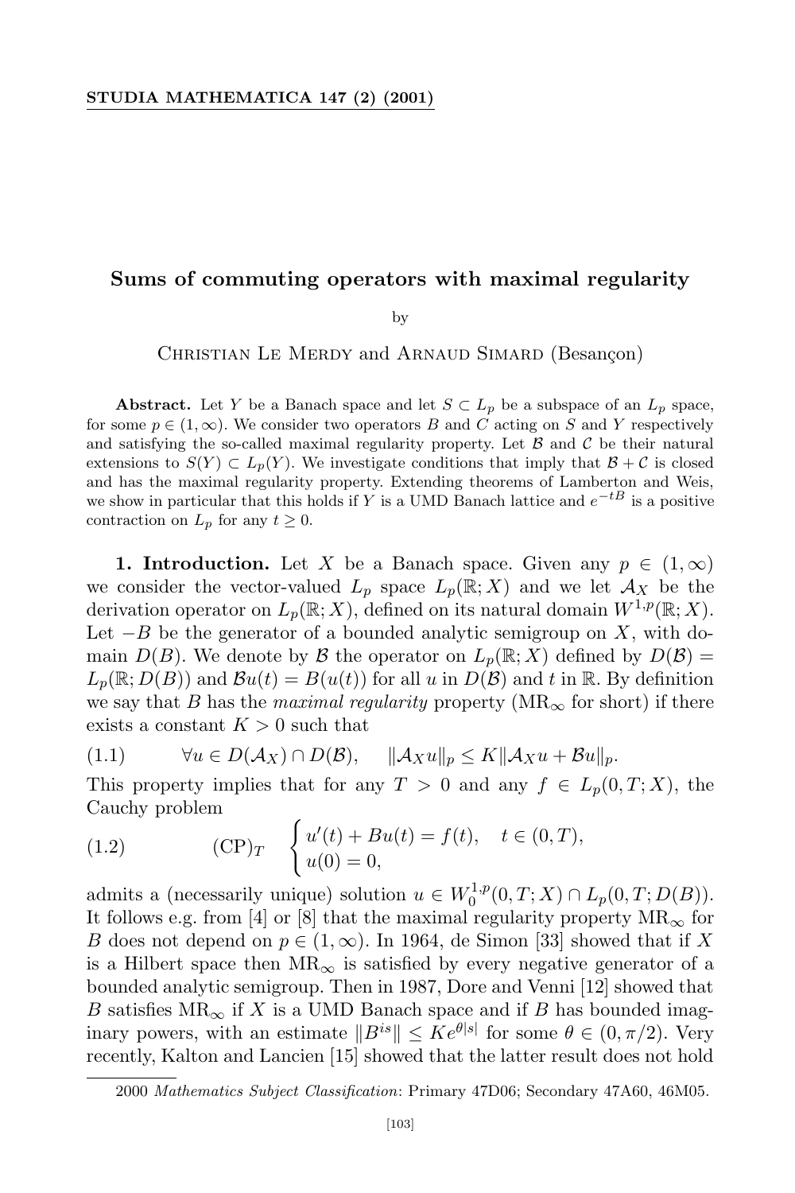# Sums of commuting operators with maximal regularity

by

Christian Le Merdy and Arnaud Simard (Besançon)

**Abstract.** Let $Y$ be a Banach space and let $S \subset L_p$ be a subspace of an $L_p$ space, for some $p \in (1, \infty)$. We consider two operators $B$ and $C$ acting on $S$ and $Y$ respectively and satisfying the so-called maximal regularity property. Let $\mathcal{B}$ and $\mathcal{C}$ be their natural extensions to $S(Y) \subset L_p(Y)$. We investigate conditions that imply that $\mathcal{B} + \mathcal{C}$ is closed and has the maximal regularity property. Extending theorems of Lamberton and Weis, we show in particular that this holds if $Y$ is a UMD Banach lattice and $e^{-tB}$ is a positive contraction on $L_p$ for any $t \geq 0$.

**1. Introduction.** Let $X$ be a Banach space. Given any $p \in (1, \infty)$ we consider the vector-valued $L_p$ space $L_p(\mathbb{R}; X)$ and we let $\mathcal{A}_X$ be the derivation operator on $L_p(\mathbb{R}; X)$, defined on its natural domain $W^{1,p}(\mathbb{R}; X)$. Let $-B$ be the generator of a bounded analytic semigroup on $X$, with domain $D(B)$. We denote by $\mathcal{B}$ the operator on $L_p(\mathbb{R}; X)$ defined by $D(\mathcal{B}) = L_p(\mathbb{R}; D(B))$ and $\mathcal{B}u(t) = B(u(t))$ for all $u$ in $D(\mathcal{B})$ and $t$ in $\mathbb{R}$. By definition we say that $B$ has the *maximal regularity* property ($\mathrm{MR}_\infty$ for short) if there exists a constant $K > 0$ such that

$$(1.1) \qquad \forall u \in D(\mathcal{A}_X) \cap D(\mathcal{B}), \quad \|\mathcal{A}_X u\|_p \leq K \|\mathcal{A}_X u + \mathcal{B}u\|_p.$$

This property implies that for any $T > 0$ and any $f \in L_p(0, T; X)$, the Cauchy problem

$$(1.2) \qquad (\mathrm{CP})_T \quad \begin{cases} u'(t) + Bu(t) = f(t), & t \in (0, T), \\ u(0) = 0, \end{cases}$$

admits a (necessarily unique) solution $u \in W_0^{1,p}(0, T; X) \cap L_p(0, T; D(B))$. It follows e.g. from [4] or [8] that the maximal regularity property $\mathrm{MR}_\infty$ for $B$ does not depend on $p \in (1, \infty)$. In 1964, de Simon [33] showed that if $X$ is a Hilbert space then $\mathrm{MR}_\infty$ is satisfied by every negative generator of a bounded analytic semigroup. Then in 1987, Dore and Venni [12] showed that $B$ satisfies $\mathrm{MR}_\infty$ if $X$ is a UMD Banach space and if $B$ has bounded imaginary powers, with an estimate $\|B^{is}\| \leq K e^{\theta |s|}$ for some $\theta \in (0, \pi/2)$. Very recently, Kalton and Lancien [15] showed that the latter result does not hold

2000 *Mathematics Subject Classification*: Primary 47D06; Secondary 47A60, 46M05.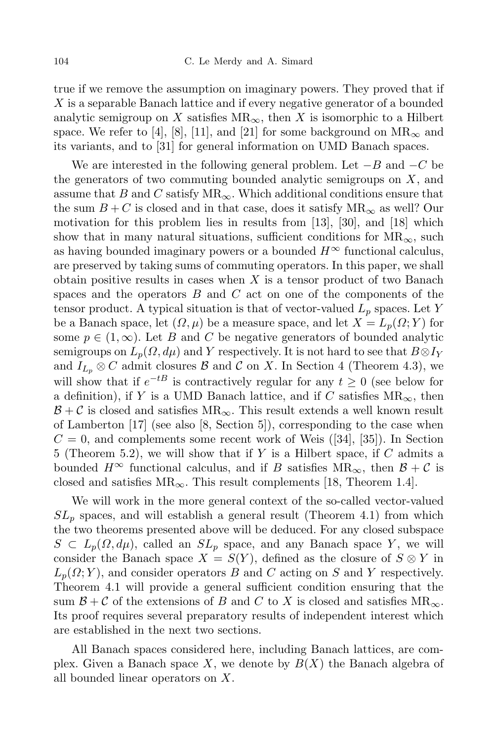true if we remove the assumption on imaginary powers. They proved that if $X$ is a separable Banach lattice and if every negative generator of a bounded analytic semigroup on $X$ satisfies $\mathrm{MR}_\infty$, then $X$ is isomorphic to a Hilbert space. We refer to [4], [8], [11], and [21] for some background on $\mathrm{MR}_\infty$ and its variants, and to [31] for general information on UMD Banach spaces.

We are interested in the following general problem. Let $-B$ and $-C$ be the generators of two commuting bounded analytic semigroups on $X$, and assume that $B$ and $C$ satisfy $\mathrm{MR}_\infty$. Which additional conditions ensure that the sum $B+C$ is closed and in that case, does it satisfy $\mathrm{MR}_\infty$ as well? Our motivation for this problem lies in results from [13], [30], and [18] which show that in many natural situations, sufficient conditions for $\mathrm{MR}_\infty$, such as having bounded imaginary powers or a bounded $H^\infty$ functional calculus, are preserved by taking sums of commuting operators. In this paper, we shall obtain positive results in cases when $X$ is a tensor product of two Banach spaces and the operators $B$ and $C$ act on one of the components of the tensor product. A typical situation is that of vector-valued $L_p$ spaces. Let $Y$ be a Banach space, let $(\Omega, \mu)$ be a measure space, and let $X = L_p(\Omega; Y)$ for some $p \in (1, \infty)$. Let $B$ and $C$ be negative generators of bounded analytic semigroups on $L_p(\Omega, d\mu)$ and $Y$ respectively. It is not hard to see that $B \otimes I_Y$ and $I_{L_p} \otimes C$ admit closures $\mathcal{B}$ and $\mathcal{C}$ on $X$. In Section 4 (Theorem 4.3), we will show that if $e^{-tB}$ is contractively regular for any $t \geq 0$ (see below for a definition), if $Y$ is a UMD Banach lattice, and if $C$ satisfies $\mathrm{MR}_\infty$, then $\mathcal{B} + \mathcal{C}$ is closed and satisfies $\mathrm{MR}_\infty$. This result extends a well known result of Lamberton [17] (see also [8, Section 5]), corresponding to the case when $C = 0$, and complements some recent work of Weis ([34], [35]). In Section 5 (Theorem 5.2), we will show that if $Y$ is a Hilbert space, if $C$ admits a bounded $H^\infty$ functional calculus, and if $B$ satisfies $\mathrm{MR}_\infty$, then $\mathcal{B} + \mathcal{C}$ is closed and satisfies $\mathrm{MR}_\infty$. This result complements [18, Theorem 1.4].

We will work in the more general context of the so-called vector-valued $SL_p$ spaces, and will establish a general result (Theorem 4.1) from which the two theorems presented above will be deduced. For any closed subspace $S \subset L_p(\Omega, d\mu)$, called an $SL_p$ space, and any Banach space $Y$, we will consider the Banach space $X = S(Y)$, defined as the closure of $S \otimes Y$ in $L_p(\Omega; Y)$, and consider operators $B$ and $C$ acting on $S$ and $Y$ respectively. Theorem 4.1 will provide a general sufficient condition ensuring that the sum $\mathcal{B} + \mathcal{C}$ of the extensions of $B$ and $C$ to $X$ is closed and satisfies $\mathrm{MR}_\infty$. Its proof requires several preparatory results of independent interest which are established in the next two sections.

All Banach spaces considered here, including Banach lattices, are complex. Given a Banach space $X$, we denote by $B(X)$ the Banach algebra of all bounded linear operators on $X$.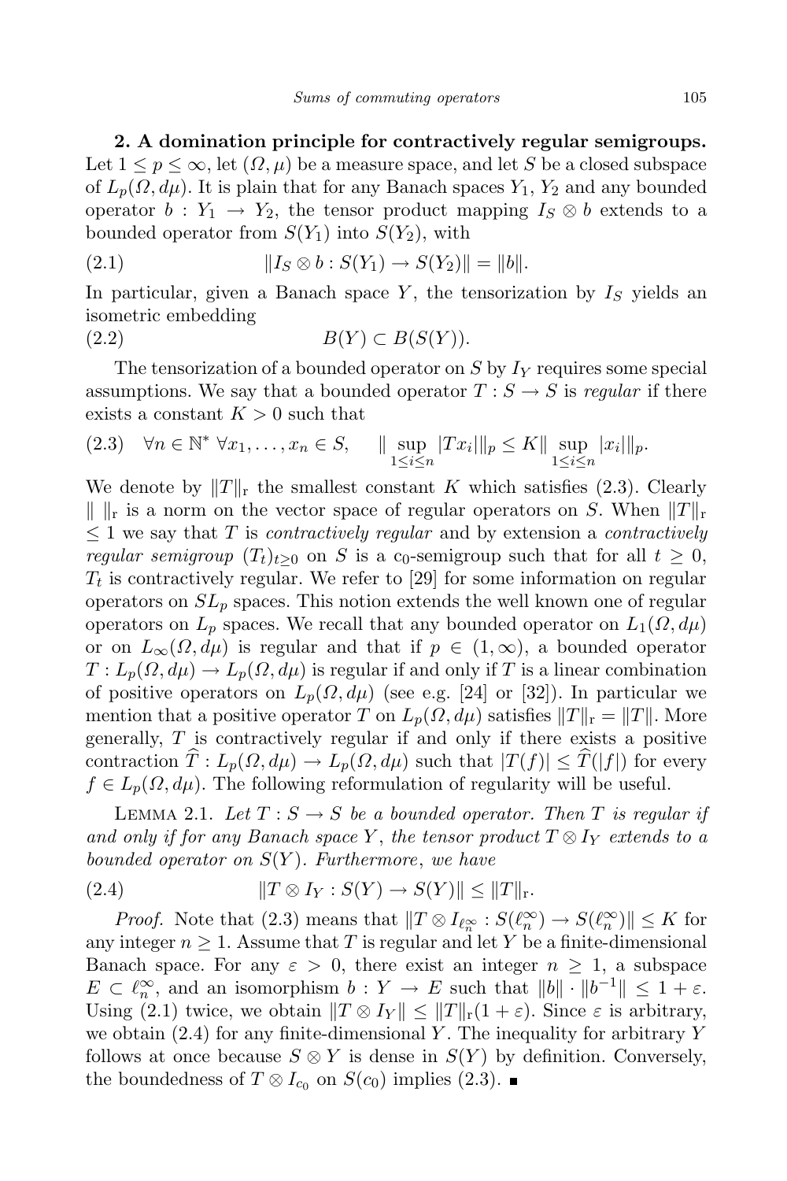**2. A domination principle for contractively regular semigroups.** Let $1 \leq p \leq \infty$, let $(\Omega, \mu)$ be a measure space, and let $S$ be a closed subspace of $L_p(\Omega, d\mu)$. It is plain that for any Banach spaces $Y_1$, $Y_2$ and any bounded operator $b : Y_1 \to Y_2$, the tensor product mapping $I_S \otimes b$ extends to a bounded operator from $S(Y_1)$ into $S(Y_2)$, with

$$\|I_S \otimes b : S(Y_1) \to S(Y_2)\| = \|b\|. \tag{2.1}$$

In particular, given a Banach space $Y$, the tensorization by $I_S$ yields an isometric embedding

$$B(Y) \subset B(S(Y)). \tag{2.2}$$

The tensorization of a bounded operator on $S$ by $I_Y$ requires some special assumptions. We say that a bounded operator $T : S \to S$ is *regular* if there exists a constant $K > 0$ such that

$$\forall n \in \mathbb{N}^* \ \forall x_1, \ldots, x_n \in S, \qquad \| \sup_{1 \leq i \leq n} |Tx_i| \|_p \leq K \| \sup_{1 \leq i \leq n} |x_i| \|_p. \tag{2.3}$$

We denote by $\|T\|_{\mathrm{r}}$ the smallest constant $K$ which satisfies (2.3). Clearly $\| \ \|_{\mathrm{r}}$ is a norm on the vector space of regular operators on $S$. When $\|T\|_{\mathrm{r}} \leq 1$ we say that $T$ is *contractively regular* and by extension a *contractively regular semigroup* $(T_t)_{t \geq 0}$ on $S$ is a $\mathrm{c}_0$-semigroup such that for all $t \geq 0$, $T_t$ is contractively regular. We refer to [29] for some information on regular operators on $SL_p$ spaces. This notion extends the well known one of regular operators on $L_p$ spaces. We recall that any bounded operator on $L_1(\Omega, d\mu)$ or on $L_\infty(\Omega, d\mu)$ is regular and that if $p \in (1, \infty)$, a bounded operator $T : L_p(\Omega, d\mu) \to L_p(\Omega, d\mu)$ is regular if and only if $T$ is a linear combination of positive operators on $L_p(\Omega, d\mu)$ (see e.g. [24] or [32]). In particular we mention that a positive operator $T$ on $L_p(\Omega, d\mu)$ satisfies $\|T\|_{\mathrm{r}} = \|T\|$. More generally, $T$ is contractively regular if and only if there exists a positive contraction $\widehat{T} : L_p(\Omega, d\mu) \to L_p(\Omega, d\mu)$ such that $|T(f)| \leq \widehat{T}(|f|)$ for every $f \in L_p(\Omega, d\mu)$. The following reformulation of regularity will be useful.

Lemma 2.1. *Let $T : S \to S$ be a bounded operator. Then $T$ is regular if and only if for any Banach space $Y$, the tensor product $T \otimes I_Y$ extends to a bounded operator on $S(Y)$. Furthermore, we have*

$$\|T \otimes I_Y : S(Y) \to S(Y)\| \leq \|T\|_{\mathrm{r}}. \tag{2.4}$$

*Proof.* Note that (2.3) means that $\|T \otimes I_{\ell_n^\infty} : S(\ell_n^\infty) \to S(\ell_n^\infty)\| \leq K$ for any integer $n \geq 1$. Assume that $T$ is regular and let $Y$ be a finite-dimensional Banach space. For any $\varepsilon > 0$, there exist an integer $n \geq 1$, a subspace $E \subset \ell_n^\infty$, and an isomorphism $b : Y \to E$ such that $\|b\| \cdot \|b^{-1}\| \leq 1 + \varepsilon$. Using (2.1) twice, we obtain $\|T \otimes I_Y\| \leq \|T\|_{\mathrm{r}}(1 + \varepsilon)$. Since $\varepsilon$ is arbitrary, we obtain (2.4) for any finite-dimensional $Y$. The inequality for arbitrary $Y$ follows at once because $S \otimes Y$ is dense in $S(Y)$ by definition. Conversely, the boundedness of $T \otimes I_{c_0}$ on $S(c_0)$ implies (2.3). ∎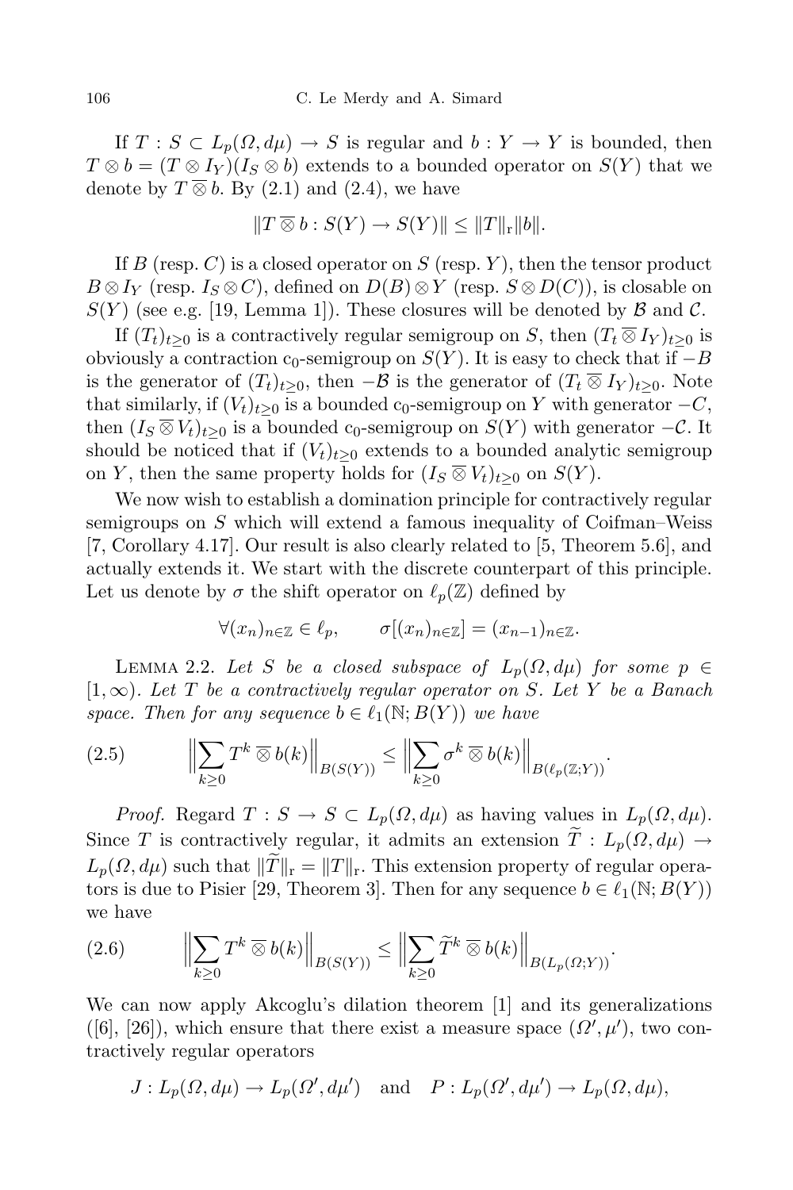If $T : S \subset L_p(\Omega, d\mu) \to S$ is regular and $b : Y \to Y$ is bounded, then $T \otimes b = (T \otimes I_Y)(I_S \otimes b)$ extends to a bounded operator on $S(Y)$ that we denote by $T \overline{\otimes} b$. By (2.1) and (2.4), we have

$$\|T \overline{\otimes} b : S(Y) \to S(Y)\| \leq \|T\|_{\mathrm{r}} \|b\|.$$

If $B$ (resp. $C$) is a closed operator on $S$ (resp. $Y$), then the tensor product $B \otimes I_Y$ (resp. $I_S \otimes C$), defined on $D(B) \otimes Y$ (resp. $S \otimes D(C)$), is closable on $S(Y)$ (see e.g. [19, Lemma 1]). These closures will be denoted by $\mathcal{B}$ and $\mathcal{C}$.

If $(T_t)_{t \geq 0}$ is a contractively regular semigroup on $S$, then $(T_t \overline{\otimes} I_Y)_{t \geq 0}$ is obviously a contraction $\mathrm{c}_0$-semigroup on $S(Y)$. It is easy to check that if $-B$ is the generator of $(T_t)_{t \geq 0}$, then $-\mathcal{B}$ is the generator of $(T_t \overline{\otimes} I_Y)_{t \geq 0}$. Note that similarly, if $(V_t)_{t \geq 0}$ is a bounded $\mathrm{c}_0$-semigroup on $Y$ with generator $-C$, then $(I_S \overline{\otimes} V_t)_{t \geq 0}$ is a bounded $\mathrm{c}_0$-semigroup on $S(Y)$ with generator $-\mathcal{C}$. It should be noticed that if $(V_t)_{t \geq 0}$ extends to a bounded analytic semigroup on $Y$, then the same property holds for $(I_S \overline{\otimes} V_t)_{t \geq 0}$ on $S(Y)$.

We now wish to establish a domination principle for contractively regular semigroups on $S$ which will extend a famous inequality of Coifman–Weiss [7, Corollary 4.17]. Our result is also clearly related to [5, Theorem 5.6], and actually extends it. We start with the discrete counterpart of this principle. Let us denote by $\sigma$ the shift operator on $\ell_p(\mathbb{Z})$ defined by

$$\forall (x_n)_{n \in \mathbb{Z}} \in \ell_p, \qquad \sigma[(x_n)_{n \in \mathbb{Z}}] = (x_{n-1})_{n \in \mathbb{Z}}.$$

Lemma 2.2. *Let $S$ be a closed subspace of $L_p(\Omega, d\mu)$ for some $p \in [1, \infty)$. Let $T$ be a contractively regular operator on $S$. Let $Y$ be a Banach space. Then for any sequence $b \in \ell_1(\mathbb{N}; B(Y))$ we have*

$$\Big\| \sum_{k \geq 0} T^k \overline{\otimes} b(k) \Big\|_{B(S(Y))} \leq \Big\| \sum_{k \geq 0} \sigma^k \overline{\otimes} b(k) \Big\|_{B(\ell_p(\mathbb{Z}; Y))}. \tag{2.5}$$

*Proof.* Regard $T : S \to S \subset L_p(\Omega, d\mu)$ as having values in $L_p(\Omega, d\mu)$. Since $T$ is contractively regular, it admits an extension $\widetilde{T} : L_p(\Omega, d\mu) \to L_p(\Omega, d\mu)$ such that $\|\widetilde{T}\|_{\mathrm{r}} = \|T\|_{\mathrm{r}}$. This extension property of regular operators is due to Pisier [29, Theorem 3]. Then for any sequence $b \in \ell_1(\mathbb{N}; B(Y))$ we have

$$\Big\| \sum_{k \geq 0} T^k \overline{\otimes} b(k) \Big\|_{B(S(Y))} \leq \Big\| \sum_{k \geq 0} \widetilde{T}^k \overline{\otimes} b(k) \Big\|_{B(L_p(\Omega; Y))}. \tag{2.6}$$

We can now apply Akcoglu's dilation theorem [1] and its generalizations ([6], [26]), which ensure that there exist a measure space $(\Omega', \mu')$, two contractively regular operators

$$J : L_p(\Omega, d\mu) \to L_p(\Omega', d\mu') \quad \text{and} \quad P : L_p(\Omega', d\mu') \to L_p(\Omega, d\mu),$$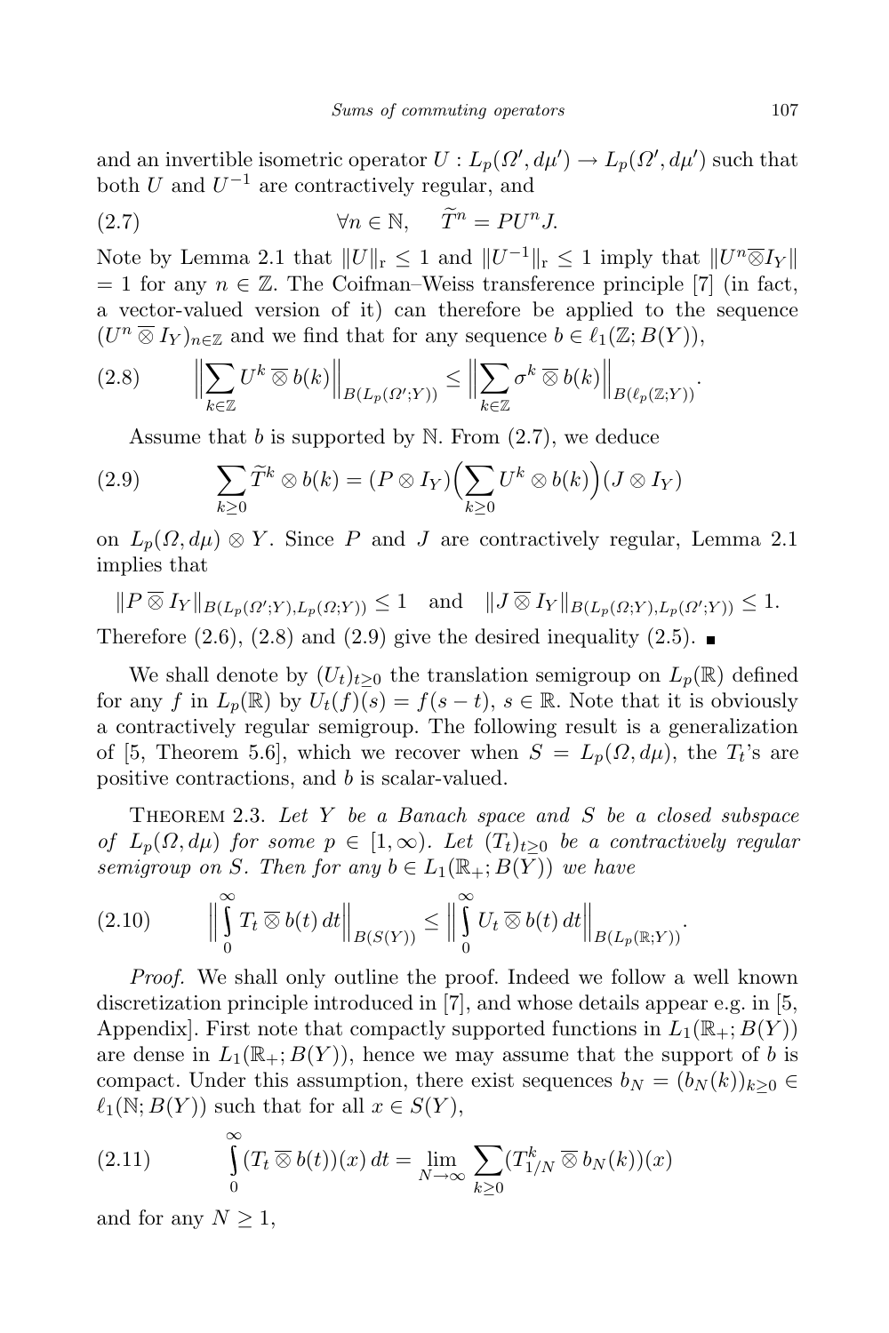and an invertible isometric operator $U : L_p(\Omega', d\mu') \to L_p(\Omega', d\mu')$ such that both $U$ and $U^{-1}$ are contractively regular, and

$$\forall n \in \mathbb{N}, \quad \widetilde{T}^n = PU^n J. \tag{2.7}$$

Note by Lemma 2.1 that $\|U\|_{\mathrm{r}} \leq 1$ and $\|U^{-1}\|_{\mathrm{r}} \leq 1$ imply that $\|U^n \overline{\otimes} I_Y\| = 1$ for any $n \in \mathbb{Z}$. The Coifman–Weiss transference principle [7] (in fact, a vector-valued version of it) can therefore be applied to the sequence $(U^n \overline{\otimes} I_Y)_{n\in\mathbb{Z}}$ and we find that for any sequence $b \in \ell_1(\mathbb{Z}; B(Y))$,

$$\Big\|\sum_{k\in\mathbb{Z}} U^k \,\overline{\otimes}\, b(k)\Big\|_{B(L_p(\Omega';Y))} \leq \Big\|\sum_{k\in\mathbb{Z}} \sigma^k \,\overline{\otimes}\, b(k)\Big\|_{B(\ell_p(\mathbb{Z};Y))}. \tag{2.8}$$

Assume that $b$ is supported by $\mathbb{N}$. From (2.7), we deduce

$$\sum_{k\geq 0} \widetilde{T}^k \otimes b(k) = (P \otimes I_Y)\Big(\sum_{k\geq 0} U^k \otimes b(k)\Big)(J \otimes I_Y) \tag{2.9}$$

on $L_p(\Omega, d\mu) \otimes Y$. Since $P$ and $J$ are contractively regular, Lemma 2.1 implies that

$$\|P \,\overline{\otimes}\, I_Y\|_{B(L_p(\Omega';Y),L_p(\Omega;Y))} \leq 1 \quad \text{and} \quad \|J \,\overline{\otimes}\, I_Y\|_{B(L_p(\Omega;Y),L_p(\Omega';Y))} \leq 1.$$

Therefore (2.6), (2.8) and (2.9) give the desired inequality (2.5). ∎

We shall denote by $(U_t)_{t\geq 0}$ the translation semigroup on $L_p(\mathbb{R})$ defined for any $f$ in $L_p(\mathbb{R})$ by $U_t(f)(s) = f(s-t)$, $s \in \mathbb{R}$. Note that it is obviously a contractively regular semigroup. The following result is a generalization of [5, Theorem 5.6], which we recover when $S = L_p(\Omega, d\mu)$, the $T_t$'s are positive contractions, and $b$ is scalar-valued.

Theorem 2.3. *Let $Y$ be a Banach space and $S$ be a closed subspace of $L_p(\Omega, d\mu)$ for some $p \in [1, \infty)$. Let $(T_t)_{t\geq 0}$ be a contractively regular semigroup on $S$. Then for any $b \in L_1(\mathbb{R}_+; B(Y))$ we have*

$$\Big\|\int_0^\infty T_t \,\overline{\otimes}\, b(t)\, dt\Big\|_{B(S(Y))} \leq \Big\|\int_0^\infty U_t \,\overline{\otimes}\, b(t)\, dt\Big\|_{B(L_p(\mathbb{R};Y))}. \tag{2.10}$$

*Proof.* We shall only outline the proof. Indeed we follow a well known discretization principle introduced in [7], and whose details appear e.g. in [5, Appendix]. First note that compactly supported functions in $L_1(\mathbb{R}_+; B(Y))$ are dense in $L_1(\mathbb{R}_+; B(Y))$, hence we may assume that the support of $b$ is compact. Under this assumption, there exist sequences $b_N = (b_N(k))_{k\geq 0} \in \ell_1(\mathbb{N}; B(Y))$ such that for all $x \in S(Y)$,

$$\int_0^\infty (T_t \,\overline{\otimes}\, b(t))(x)\, dt = \lim_{N\to\infty} \sum_{k\geq 0} (T_{1/N}^k \,\overline{\otimes}\, b_N(k))(x) \tag{2.11}$$

and for any $N \geq 1$,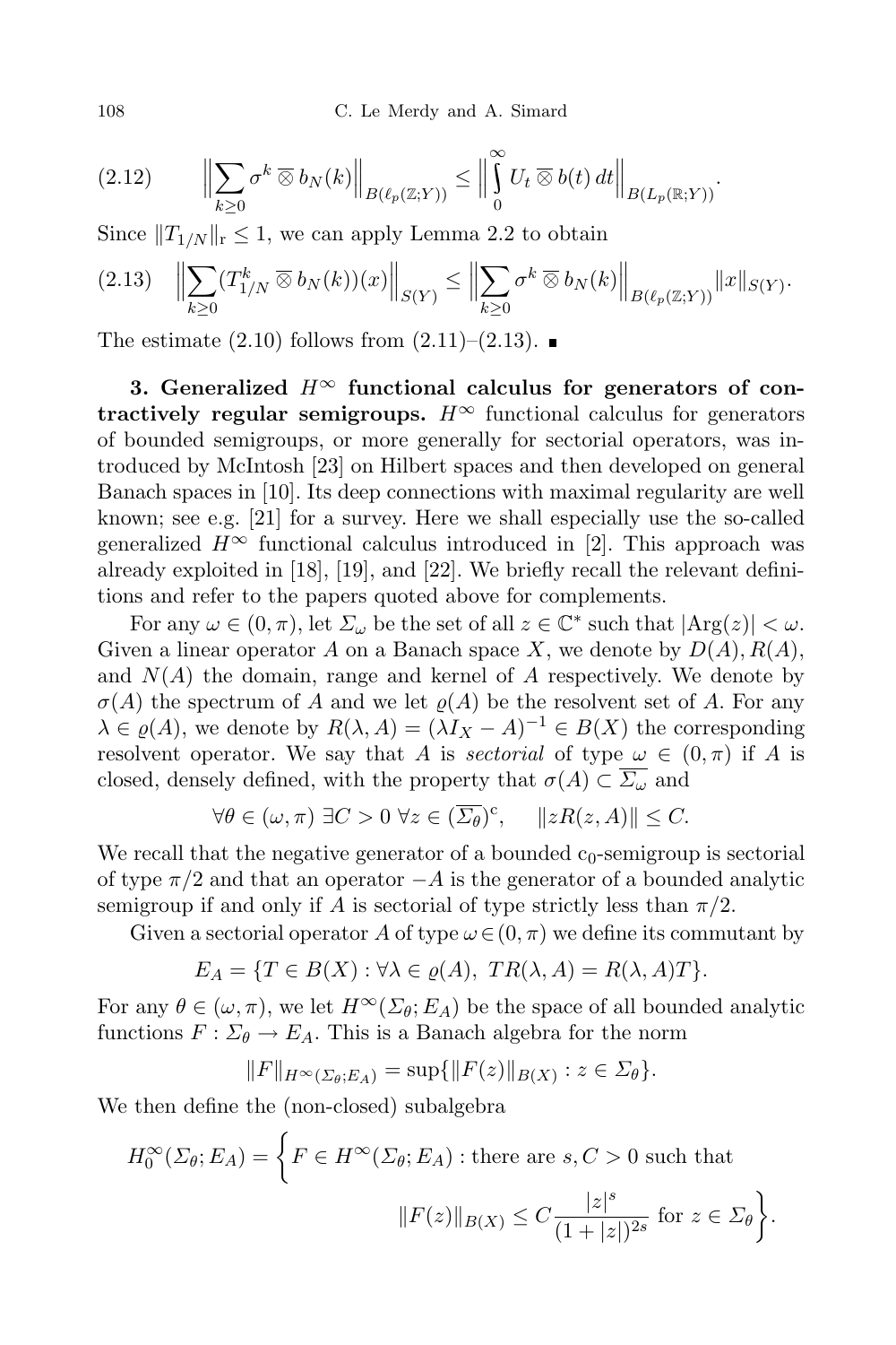$$\Big\| \sum_{k\geq 0} \sigma^k \,\overline{\otimes}\, b_N(k) \Big\|_{B(\ell_p(\mathbb{Z};Y))} \leq \Big\| \int_0^\infty U_t \,\overline{\otimes}\, b(t)\, dt \Big\|_{B(L_p(\mathbb{R};Y))}. \tag{2.12}$$

Since $\|T_{1/N}\|_{\mathrm{r}} \leq 1$, we can apply Lemma 2.2 to obtain

$$\Big\| \sum_{k\geq 0} (T_{1/N}^k \,\overline{\otimes}\, b_N(k))(x) \Big\|_{S(Y)} \leq \Big\| \sum_{k\geq 0} \sigma^k \,\overline{\otimes}\, b_N(k) \Big\|_{B(\ell_p(\mathbb{Z};Y))} \|x\|_{S(Y)}. \tag{2.13}$$

The estimate (2.10) follows from (2.11)–(2.13). ∎

**3. Generalized $H^\infty$ functional calculus for generators of contractively regular semigroups.** $H^\infty$ functional calculus for generators of bounded semigroups, or more generally for sectorial operators, was introduced by McIntosh [23] on Hilbert spaces and then developed on general Banach spaces in [10]. Its deep connections with maximal regularity are well known; see e.g. [21] for a survey. Here we shall especially use the so-called generalized $H^\infty$ functional calculus introduced in [2]. This approach was already exploited in [18], [19], and [22]. We briefly recall the relevant definitions and refer to the papers quoted above for complements.

For any $\omega \in (0,\pi)$, let $\Sigma_\omega$ be the set of all $z \in \mathbb{C}^*$ such that $|\mathrm{Arg}(z)| < \omega$. Given a linear operator $A$ on a Banach space $X$, we denote by $D(A), R(A)$, and $N(A)$ the domain, range and kernel of $A$ respectively. We denote by $\sigma(A)$ the spectrum of $A$ and we let $\varrho(A)$ be the resolvent set of $A$. For any $\lambda \in \varrho(A)$, we denote by $R(\lambda, A) = (\lambda I_X - A)^{-1} \in B(X)$ the corresponding resolvent operator. We say that $A$ is *sectorial* of type $\omega \in (0,\pi)$ if $A$ is closed, densely defined, with the property that $\sigma(A) \subset \overline{\Sigma_\omega}$ and

$$\forall \theta \in (\omega, \pi)\ \exists C > 0\ \forall z \in (\overline{\Sigma_\theta})^{\mathrm{c}}, \qquad \|zR(z,A)\| \leq C.$$

We recall that the negative generator of a bounded $c_0$-semigroup is sectorial of type $\pi/2$ and that an operator $-A$ is the generator of a bounded analytic semigroup if and only if $A$ is sectorial of type strictly less than $\pi/2$.

Given a sectorial operator $A$ of type $\omega \in (0,\pi)$ we define its commutant by

$$E_A = \{T \in B(X) : \forall \lambda \in \varrho(A),\ TR(\lambda, A) = R(\lambda, A)T\}.$$

For any $\theta \in (\omega, \pi)$, we let $H^\infty(\Sigma_\theta; E_A)$ be the space of all bounded analytic functions $F : \Sigma_\theta \to E_A$. This is a Banach algebra for the norm

$$\|F\|_{H^\infty(\Sigma_\theta;E_A)} = \sup\{\|F(z)\|_{B(X)} : z \in \Sigma_\theta\}.$$

We then define the (non-closed) subalgebra

$$H_0^\infty(\Sigma_\theta; E_A) = \bigg\{ F \in H^\infty(\Sigma_\theta; E_A) : \text{there are } s, C > 0 \text{ such that } \|F(z)\|_{B(X)} \leq C\frac{|z|^s}{(1+|z|)^{2s}} \text{ for } z \in \Sigma_\theta \bigg\}.$$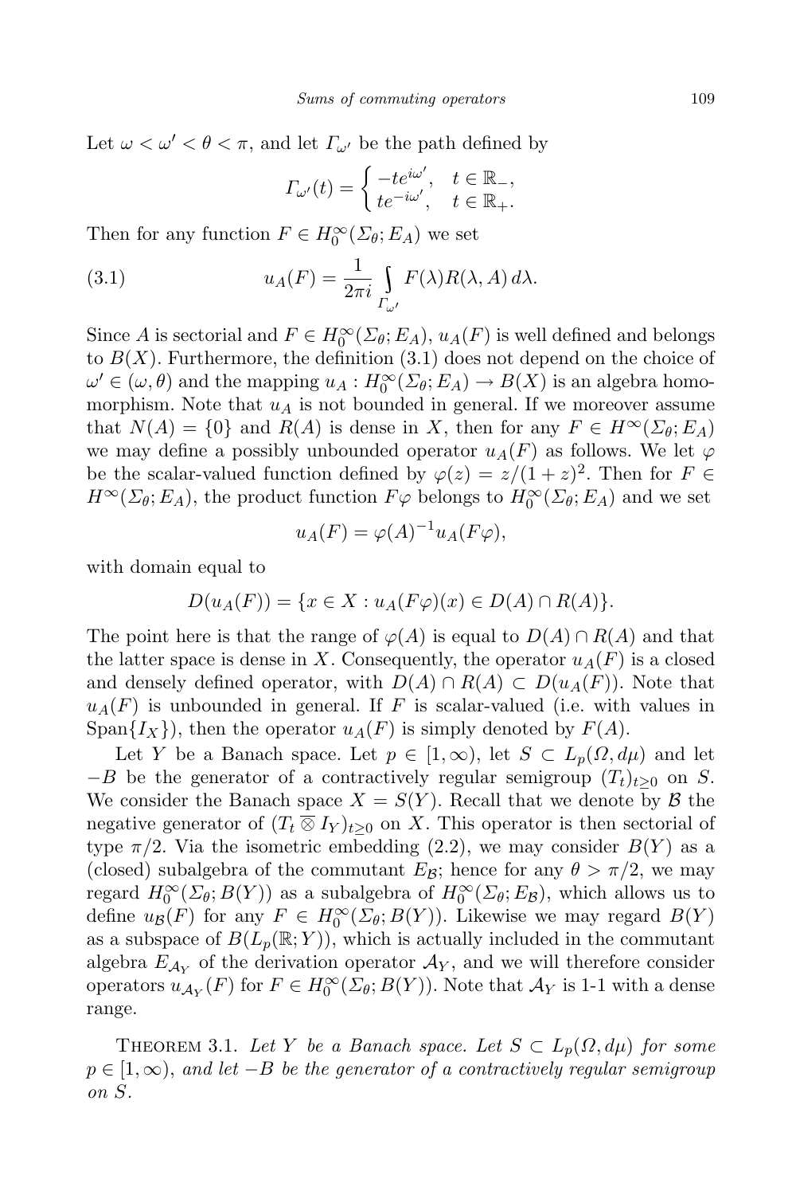Let $\omega < \omega' < \theta < \pi$, and let $\Gamma_{\omega'}$ be the path defined by

$$\Gamma_{\omega'}(t) = \begin{cases} -te^{i\omega'}, & t \in \mathbb{R}_-, \\ te^{-i\omega'}, & t \in \mathbb{R}_+. \end{cases}$$

Then for any function $F \in H_0^\infty(\Sigma_\theta; E_A)$ we set

$$u_A(F) = \frac{1}{2\pi i} \int_{\Gamma_{\omega'}} F(\lambda) R(\lambda, A)\, d\lambda. \tag{3.1}$$

Since $A$ is sectorial and $F \in H_0^\infty(\Sigma_\theta; E_A)$, $u_A(F)$ is well defined and belongs to $B(X)$. Furthermore, the definition (3.1) does not depend on the choice of $\omega' \in (\omega, \theta)$ and the mapping $u_A : H_0^\infty(\Sigma_\theta; E_A) \to B(X)$ is an algebra homomorphism. Note that $u_A$ is not bounded in general. If we moreover assume that $N(A) = \{0\}$ and $R(A)$ is dense in $X$, then for any $F \in H^\infty(\Sigma_\theta; E_A)$ we may define a possibly unbounded operator $u_A(F)$ as follows. We let $\varphi$ be the scalar-valued function defined by $\varphi(z) = z/(1+z)^2$. Then for $F \in H^\infty(\Sigma_\theta; E_A)$, the product function $F\varphi$ belongs to $H_0^\infty(\Sigma_\theta; E_A)$ and we set

$$u_A(F) = \varphi(A)^{-1} u_A(F\varphi),$$

with domain equal to

$$D(u_A(F)) = \{x \in X : u_A(F\varphi)(x) \in D(A) \cap R(A)\}.$$

The point here is that the range of $\varphi(A)$ is equal to $D(A) \cap R(A)$ and that the latter space is dense in $X$. Consequently, the operator $u_A(F)$ is a closed and densely defined operator, with $D(A) \cap R(A) \subset D(u_A(F))$. Note that $u_A(F)$ is unbounded in general. If $F$ is scalar-valued (i.e. with values in $\mathrm{Span}\{I_X\}$), then the operator $u_A(F)$ is simply denoted by $F(A)$.

Let $Y$ be a Banach space. Let $p \in [1, \infty)$, let $S \subset L_p(\Omega, d\mu)$ and let $-B$ be the generator of a contractively regular semigroup $(T_t)_{t \geq 0}$ on $S$. We consider the Banach space $X = S(Y)$. Recall that we denote by $\mathcal{B}$ the negative generator of $(T_t \overline{\otimes} I_Y)_{t \geq 0}$ on $X$. This operator is then sectorial of type $\pi/2$. Via the isometric embedding (2.2), we may consider $B(Y)$ as a (closed) subalgebra of the commutant $E_{\mathcal{B}}$; hence for any $\theta > \pi/2$, we may regard $H_0^\infty(\Sigma_\theta; B(Y))$ as a subalgebra of $H_0^\infty(\Sigma_\theta; E_{\mathcal{B}})$, which allows us to define $u_{\mathcal{B}}(F)$ for any $F \in H_0^\infty(\Sigma_\theta; B(Y))$. Likewise we may regard $B(Y)$ as a subspace of $B(L_p(\mathbb{R}; Y))$, which is actually included in the commutant algebra $E_{\mathcal{A}_Y}$ of the derivation operator $\mathcal{A}_Y$, and we will therefore consider operators $u_{\mathcal{A}_Y}(F)$ for $F \in H_0^\infty(\Sigma_\theta; B(Y))$. Note that $\mathcal{A}_Y$ is 1-1 with a dense range.

Theorem 3.1. *Let $Y$ be a Banach space. Let $S \subset L_p(\Omega, d\mu)$ for some $p \in [1, \infty)$, and let $-B$ be the generator of a contractively regular semigroup on $S$.*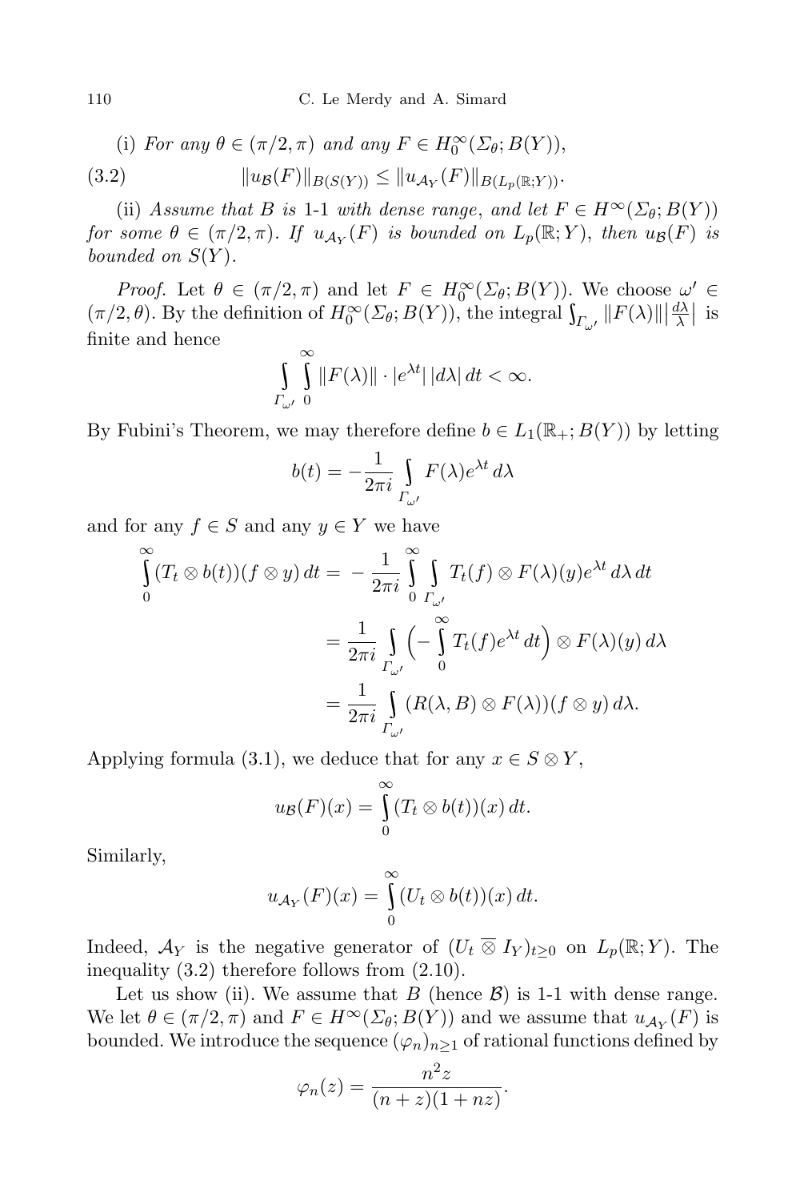(i) *For any $\theta \in (\pi/2, \pi)$ and any $F \in H_0^\infty(\Sigma_\theta; B(Y))$,*

$$\|u_{\mathcal{B}}(F)\|_{B(S(Y))} \leq \|u_{\mathcal{A}_Y}(F)\|_{B(L_p(\mathbb{R};Y))}. \tag{3.2}$$

(ii) *Assume that $B$ is 1-1 with dense range, and let $F \in H^\infty(\Sigma_\theta; B(Y))$ for some $\theta \in (\pi/2, \pi)$. If $u_{\mathcal{A}_Y}(F)$ is bounded on $L_p(\mathbb{R};Y)$, then $u_{\mathcal{B}}(F)$ is bounded on $S(Y)$.*

*Proof.* Let $\theta \in (\pi/2, \pi)$ and let $F \in H_0^\infty(\Sigma_\theta; B(Y))$. We choose $\omega' \in (\pi/2, \theta)$. By the definition of $H_0^\infty(\Sigma_\theta; B(Y))$, the integral $\int_{\Gamma_{\omega'}} \|F(\lambda)\| \left|\frac{d\lambda}{\lambda}\right|$ is finite and hence

$$\int_{\Gamma_{\omega'}} \int_0^\infty \|F(\lambda)\| \cdot |e^{\lambda t}|\, |d\lambda|\, dt < \infty.$$

By Fubini's Theorem, we may therefore define $b \in L_1(\mathbb{R}_+; B(Y))$ by letting

$$b(t) = -\frac{1}{2\pi i} \int_{\Gamma_{\omega'}} F(\lambda) e^{\lambda t}\, d\lambda$$

and for any $f \in S$ and any $y \in Y$ we have

$$\begin{aligned}
\int_0^\infty (T_t \otimes b(t))(f \otimes y)\, dt &= -\frac{1}{2\pi i} \int_0^\infty \int_{\Gamma_{\omega'}} T_t(f) \otimes F(\lambda)(y) e^{\lambda t}\, d\lambda\, dt \\
&= \frac{1}{2\pi i} \int_{\Gamma_{\omega'}} \Big( -\int_0^\infty T_t(f) e^{\lambda t}\, dt \Big) \otimes F(\lambda)(y)\, d\lambda \\
&= \frac{1}{2\pi i} \int_{\Gamma_{\omega'}} (R(\lambda, B) \otimes F(\lambda))(f \otimes y)\, d\lambda.
\end{aligned}$$

Applying formula (3.1), we deduce that for any $x \in S \otimes Y$,

$$u_{\mathcal{B}}(F)(x) = \int_0^\infty (T_t \otimes b(t))(x)\, dt.$$

Similarly,

$$u_{\mathcal{A}_Y}(F)(x) = \int_0^\infty (U_t \otimes b(t))(x)\, dt.$$

Indeed, $\mathcal{A}_Y$ is the negative generator of $(U_t \overline{\otimes} I_Y)_{t \geq 0}$ on $L_p(\mathbb{R};Y)$. The inequality (3.2) therefore follows from (2.10).

Let us show (ii). We assume that $B$ (hence $\mathcal{B}$) is 1-1 with dense range. We let $\theta \in (\pi/2, \pi)$ and $F \in H^\infty(\Sigma_\theta; B(Y))$ and we assume that $u_{\mathcal{A}_Y}(F)$ is bounded. We introduce the sequence $(\varphi_n)_{n \geq 1}$ of rational functions defined by

$$\varphi_n(z) = \frac{n^2 z}{(n+z)(1+nz)}.$$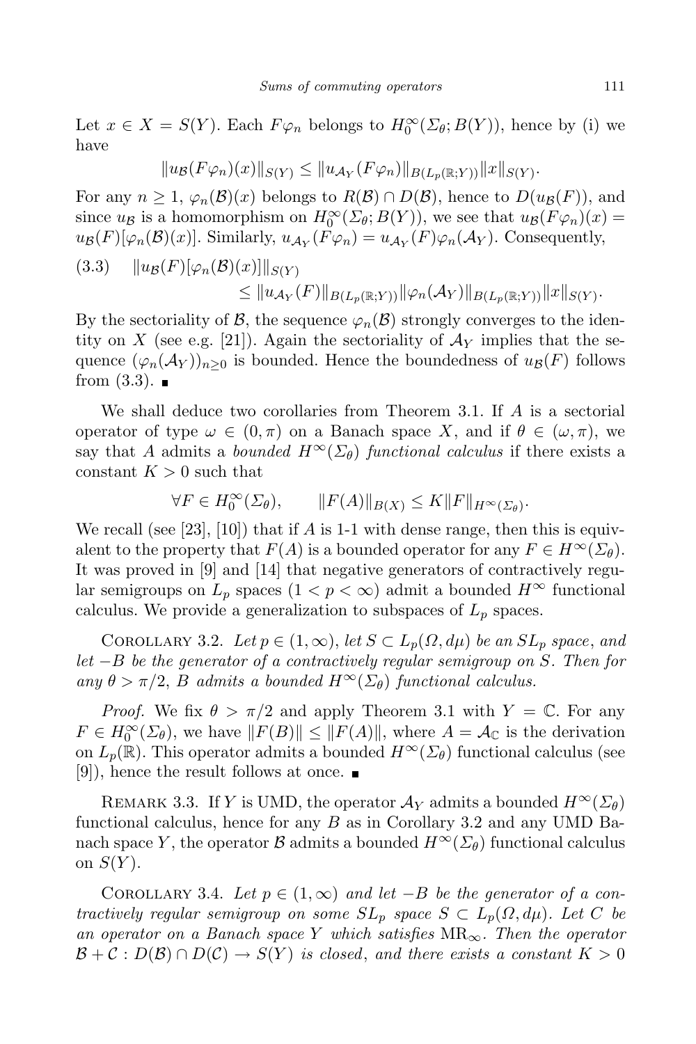Let $x \in X = S(Y)$. Each $F\varphi_n$ belongs to $H_0^\infty(\Sigma_\theta; B(Y))$, hence by (i) we have

$$\|u_{\mathcal{B}}(F\varphi_n)(x)\|_{S(Y)} \leq \|u_{\mathcal{A}_Y}(F\varphi_n)\|_{B(L_p(\mathbb{R};Y))}\|x\|_{S(Y)}.$$

For any $n \geq 1$, $\varphi_n(\mathcal{B})(x)$ belongs to $R(\mathcal{B}) \cap D(\mathcal{B})$, hence to $D(u_{\mathcal{B}}(F))$, and since $u_{\mathcal{B}}$ is a homomorphism on $H_0^\infty(\Sigma_\theta; B(Y))$, we see that $u_{\mathcal{B}}(F\varphi_n)(x) = u_{\mathcal{B}}(F)[\varphi_n(\mathcal{B})(x)]$. Similarly, $u_{\mathcal{A}_Y}(F\varphi_n) = u_{\mathcal{A}_Y}(F)\varphi_n(\mathcal{A}_Y)$. Consequently,

$$\|u_{\mathcal{B}}(F)[\varphi_n(\mathcal{B})(x)]\|_{S(Y)} \leq \|u_{\mathcal{A}_Y}(F)\|_{B(L_p(\mathbb{R};Y))}\|\varphi_n(\mathcal{A}_Y)\|_{B(L_p(\mathbb{R};Y))}\|x\|_{S(Y)}. \tag{3.3}$$

By the sectoriality of $\mathcal{B}$, the sequence $\varphi_n(\mathcal{B})$ strongly converges to the identity on $X$ (see e.g. [21]). Again the sectoriality of $\mathcal{A}_Y$ implies that the sequence $(\varphi_n(\mathcal{A}_Y))_{n\geq 0}$ is bounded. Hence the boundedness of $u_{\mathcal{B}}(F)$ follows from (3.3). ∎

We shall deduce two corollaries from Theorem 3.1. If $A$ is a sectorial operator of type $\omega \in (0, \pi)$ on a Banach space $X$, and if $\theta \in (\omega, \pi)$, we say that $A$ admits a *bounded $H^\infty(\Sigma_\theta)$ functional calculus* if there exists a constant $K > 0$ such that

$$\forall F \in H_0^\infty(\Sigma_\theta), \qquad \|F(A)\|_{B(X)} \leq K\|F\|_{H^\infty(\Sigma_\theta)}.$$

We recall (see [23], [10]) that if $A$ is 1-1 with dense range, then this is equivalent to the property that $F(A)$ is a bounded operator for any $F \in H^\infty(\Sigma_\theta)$. It was proved in [9] and [14] that negative generators of contractively regular semigroups on $L_p$ spaces $(1 < p < \infty)$ admit a bounded $H^\infty$ functional calculus. We provide a generalization to subspaces of $L_p$ spaces.

Corollary 3.2. *Let $p \in (1, \infty)$, let $S \subset L_p(\Omega, d\mu)$ be an $SL_p$ space, and let $-B$ be the generator of a contractively regular semigroup on $S$. Then for any $\theta > \pi/2$, $B$ admits a bounded $H^\infty(\Sigma_\theta)$ functional calculus.*

*Proof.* We fix $\theta > \pi/2$ and apply Theorem 3.1 with $Y = \mathbb{C}$. For any $F \in H_0^\infty(\Sigma_\theta)$, we have $\|F(B)\| \leq \|F(A)\|$, where $A = \mathcal{A}_{\mathbb{C}}$ is the derivation on $L_p(\mathbb{R})$. This operator admits a bounded $H^\infty(\Sigma_\theta)$ functional calculus (see [9]), hence the result follows at once. ∎

Remark 3.3. If $Y$ is UMD, the operator $\mathcal{A}_Y$ admits a bounded $H^\infty(\Sigma_\theta)$ functional calculus, hence for any $B$ as in Corollary 3.2 and any UMD Banach space $Y$, the operator $\mathcal{B}$ admits a bounded $H^\infty(\Sigma_\theta)$ functional calculus on $S(Y)$.

Corollary 3.4. *Let $p \in (1, \infty)$ and let $-B$ be the generator of a contractively regular semigroup on some $SL_p$ space $S \subset L_p(\Omega, d\mu)$. Let $C$ be an operator on a Banach space $Y$ which satisfies* $\mathrm{MR}_\infty$. *Then the operator $\mathcal{B} + \mathcal{C} : D(\mathcal{B}) \cap D(\mathcal{C}) \to S(Y)$ is closed, and there exists a constant $K > 0$*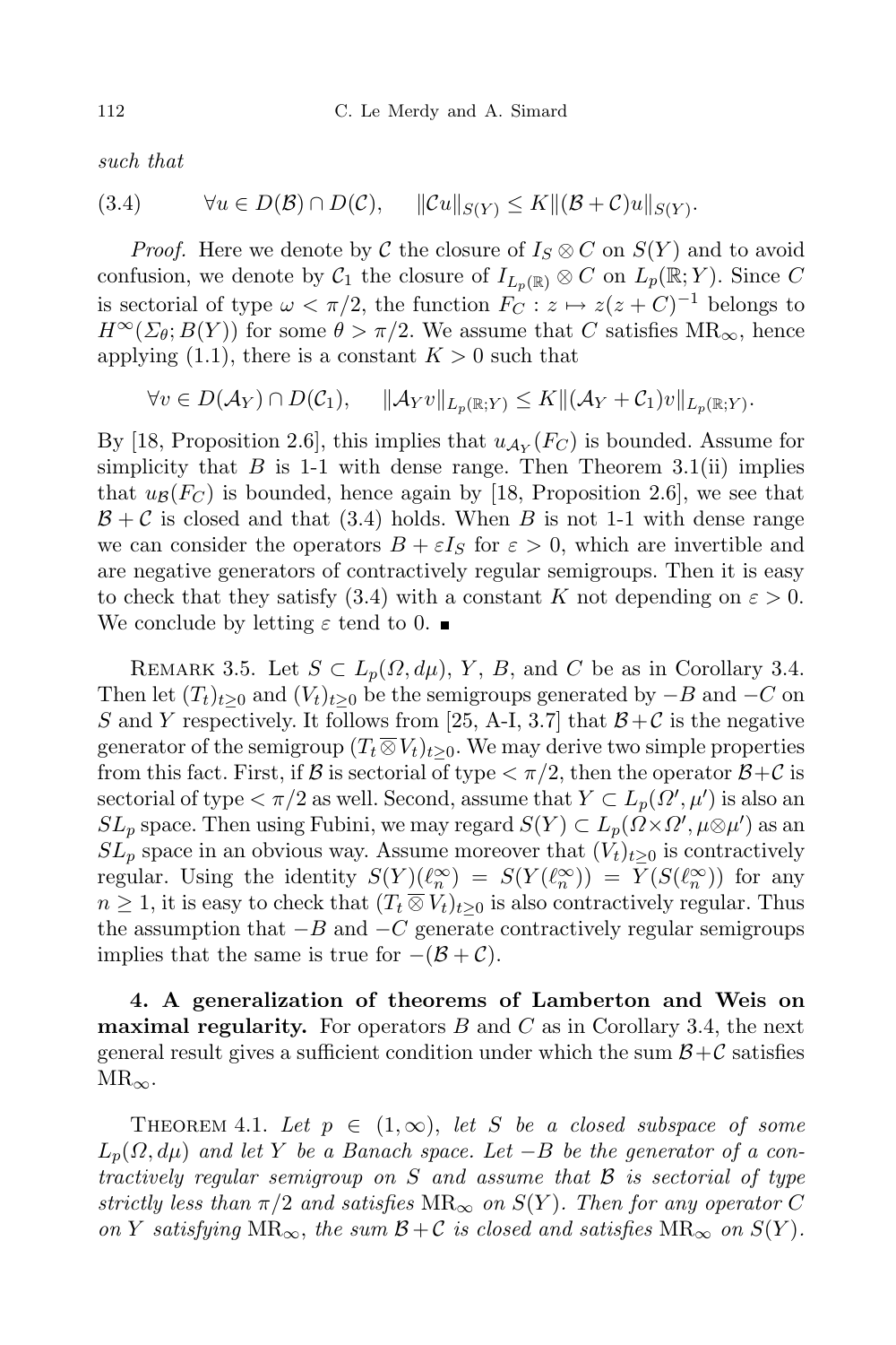*such that*

$$(3.4) \qquad \forall u \in D(\mathcal{B}) \cap D(\mathcal{C}), \quad \|\mathcal{C}u\|_{S(Y)} \le K\|(\mathcal{B}+\mathcal{C})u\|_{S(Y)}.$$

*Proof.* Here we denote by $\mathcal{C}$ the closure of $I_S \otimes C$ on $S(Y)$ and to avoid confusion, we denote by $\mathcal{C}_1$ the closure of $I_{L_p(\mathbb{R})} \otimes C$ on $L_p(\mathbb{R};Y)$. Since $C$ is sectorial of type $\omega < \pi/2$, the function $F_C : z \mapsto z(z+C)^{-1}$ belongs to $H^\infty(\Sigma_\theta; B(Y))$ for some $\theta > \pi/2$. We assume that $C$ satisfies $\mathrm{MR}_\infty$, hence applying (1.1), there is a constant $K > 0$ such that

$$\forall v \in D(\mathcal{A}_Y) \cap D(\mathcal{C}_1), \quad \|\mathcal{A}_Y v\|_{L_p(\mathbb{R};Y)} \le K\|(\mathcal{A}_Y + \mathcal{C}_1)v\|_{L_p(\mathbb{R};Y)}.$$

By [18, Proposition 2.6], this implies that $u_{\mathcal{A}_Y}(F_C)$ is bounded. Assume for simplicity that $B$ is 1-1 with dense range. Then Theorem 3.1(ii) implies that $u_{\mathcal{B}}(F_C)$ is bounded, hence again by [18, Proposition 2.6], we see that $\mathcal{B}+\mathcal{C}$ is closed and that (3.4) holds. When $B$ is not 1-1 with dense range we can consider the operators $B + \varepsilon I_S$ for $\varepsilon > 0$, which are invertible and are negative generators of contractively regular semigroups. Then it is easy to check that they satisfy (3.4) with a constant $K$ not depending on $\varepsilon > 0$. We conclude by letting $\varepsilon$ tend to 0. ∎

Remark 3.5. Let $S \subset L_p(\Omega, d\mu)$, $Y$, $B$, and $C$ be as in Corollary 3.4. Then let $(T_t)_{t\ge 0}$ and $(V_t)_{t\ge 0}$ be the semigroups generated by $-B$ and $-C$ on $S$ and $Y$ respectively. It follows from [25, A-I, 3.7] that $\mathcal{B}+\mathcal{C}$ is the negative generator of the semigroup $(T_t \overline{\otimes} V_t)_{t\ge 0}$. We may derive two simple properties from this fact. First, if $\mathcal{B}$ is sectorial of type $< \pi/2$, then the operator $\mathcal{B}+\mathcal{C}$ is sectorial of type $< \pi/2$ as well. Second, assume that $Y \subset L_p(\Omega', \mu')$ is also an $SL_p$ space. Then using Fubini, we may regard $S(Y) \subset L_p(\Omega\times\Omega', \mu\otimes\mu')$ as an $SL_p$ space in an obvious way. Assume moreover that $(V_t)_{t\ge 0}$ is contractively regular. Using the identity $S(Y)(\ell_n^\infty) = S(Y(\ell_n^\infty)) = Y(S(\ell_n^\infty))$ for any $n \ge 1$, it is easy to check that $(T_t \overline{\otimes} V_t)_{t\ge 0}$ is also contractively regular. Thus the assumption that $-B$ and $-C$ generate contractively regular semigroups implies that the same is true for $-(\mathcal{B}+\mathcal{C})$.

## 4. A generalization of theorems of Lamberton and Weis on maximal regularity.

For operators $B$ and $C$ as in Corollary 3.4, the next general result gives a sufficient condition under which the sum $\mathcal{B}+\mathcal{C}$ satisfies $\mathrm{MR}_\infty$.

Theorem 4.1. *Let $p \in (1,\infty)$, let $S$ be a closed subspace of some $L_p(\Omega, d\mu)$ and let $Y$ be a Banach space. Let $-B$ be the generator of a contractively regular semigroup on $S$ and assume that $\mathcal{B}$ is sectorial of type strictly less than $\pi/2$ and satisfies $\mathrm{MR}_\infty$ on $S(Y)$. Then for any operator $C$ on $Y$ satisfying $\mathrm{MR}_\infty$, the sum $\mathcal{B}+\mathcal{C}$ is closed and satisfies $\mathrm{MR}_\infty$ on $S(Y)$.*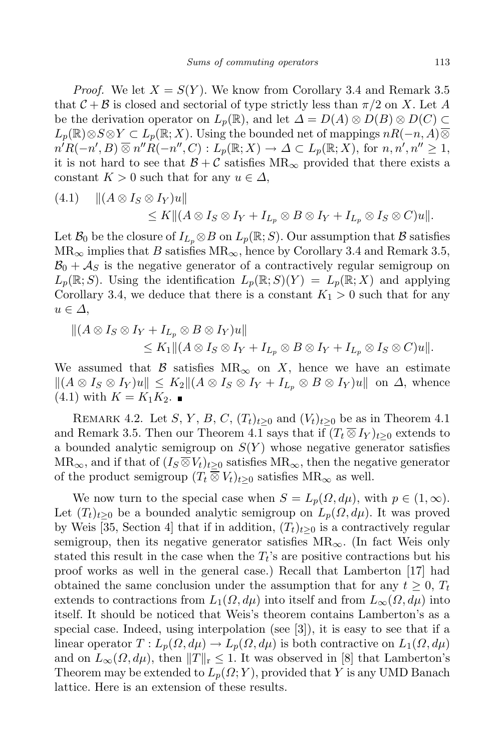*Proof.* We let $X = S(Y)$. We know from Corollary 3.4 and Remark 3.5 that $\mathcal{C} + \mathcal{B}$ is closed and sectorial of type strictly less than $\pi/2$ on $X$. Let $A$ be the derivation operator on $L_p(\mathbb{R})$, and let $\Delta = D(A) \otimes D(B) \otimes D(C) \subset L_p(\mathbb{R}) \otimes S \otimes Y \subset L_p(\mathbb{R}; X)$. Using the bounded net of mappings $nR(-n, A) \overline{\otimes} n'R(-n', B) \overline{\otimes} n''R(-n'', C) : L_p(\mathbb{R}; X) \to \Delta \subset L_p(\mathbb{R}; X)$, for $n, n', n'' \geq 1$, it is not hard to see that $\mathcal{B} + \mathcal{C}$ satisfies $\mathrm{MR}_\infty$ provided that there exists a constant $K > 0$ such that for any $u \in \Delta$,

$$
(4.1) \quad \|(A \otimes I_S \otimes I_Y)u\| \leq K\|(A \otimes I_S \otimes I_Y + I_{L_p} \otimes B \otimes I_Y + I_{L_p} \otimes I_S \otimes C)u\|.
$$

Let $\mathcal{B}_0$ be the closure of $I_{L_p} \otimes B$ on $L_p(\mathbb{R}; S)$. Our assumption that $\mathcal{B}$ satisfies $\mathrm{MR}_\infty$ implies that $B$ satisfies $\mathrm{MR}_\infty$, hence by Corollary 3.4 and Remark 3.5, $\mathcal{B}_0 + \mathcal{A}_S$ is the negative generator of a contractively regular semigroup on $L_p(\mathbb{R}; S)$. Using the identification $L_p(\mathbb{R}; S)(Y) = L_p(\mathbb{R}; X)$ and applying Corollary 3.4, we deduce that there is a constant $K_1 > 0$ such that for any $u \in \Delta$,

$$
\|(A \otimes I_S \otimes I_Y + I_{L_p} \otimes B \otimes I_Y)u\| \leq K_1\|(A \otimes I_S \otimes I_Y + I_{L_p} \otimes B \otimes I_Y + I_{L_p} \otimes I_S \otimes C)u\|.
$$

We assumed that $\mathcal{B}$ satisfies $\mathrm{MR}_\infty$ on $X$, hence we have an estimate $\|(A \otimes I_S \otimes I_Y)u\| \leq K_2\|(A \otimes I_S \otimes I_Y + I_{L_p} \otimes B \otimes I_Y)u\|$ on $\Delta$, whence (4.1) with $K = K_1 K_2$. ∎

Remark 4.2. Let $S$, $Y$, $B$, $C$, $(T_t)_{t\geq 0}$ and $(V_t)_{t\geq 0}$ be as in Theorem 4.1 and Remark 3.5. Then our Theorem 4.1 says that if $(T_t \overline{\otimes} I_Y)_{t\geq 0}$ extends to a bounded analytic semigroup on $S(Y)$ whose negative generator satisfies $\mathrm{MR}_\infty$, and if that of $(I_S \overline{\otimes} V_t)_{t\geq 0}$ satisfies $\mathrm{MR}_\infty$, then the negative generator of the product semigroup $(T_t \overline{\overline{\otimes}} V_t)_{t\geq 0}$ satisfies $\mathrm{MR}_\infty$ as well.

We now turn to the special case when $S = L_p(\Omega, d\mu)$, with $p \in (1, \infty)$. Let $(T_t)_{t\geq 0}$ be a bounded analytic semigroup on $L_p(\Omega, d\mu)$. It was proved by Weis [35, Section 4] that if in addition, $(T_t)_{t\geq 0}$ is a contractively regular semigroup, then its negative generator satisfies $\mathrm{MR}_\infty$. (In fact Weis only stated this result in the case when the $T_t$'s are positive contractions but his proof works as well in the general case.) Recall that Lamberton [17] had obtained the same conclusion under the assumption that for any $t \geq 0$, $T_t$ extends to contractions from $L_1(\Omega, d\mu)$ into itself and from $L_\infty(\Omega, d\mu)$ into itself. It should be noticed that Weis's theorem contains Lamberton's as a special case. Indeed, using interpolation (see [3]), it is easy to see that if a linear operator $T : L_p(\Omega, d\mu) \to L_p(\Omega, d\mu)$ is both contractive on $L_1(\Omega, d\mu)$ and on $L_\infty(\Omega, d\mu)$, then $\|T\|_{\mathrm{r}} \leq 1$. It was observed in [8] that Lamberton's Theorem may be extended to $L_p(\Omega; Y)$, provided that $Y$ is any UMD Banach lattice. Here is an extension of these results.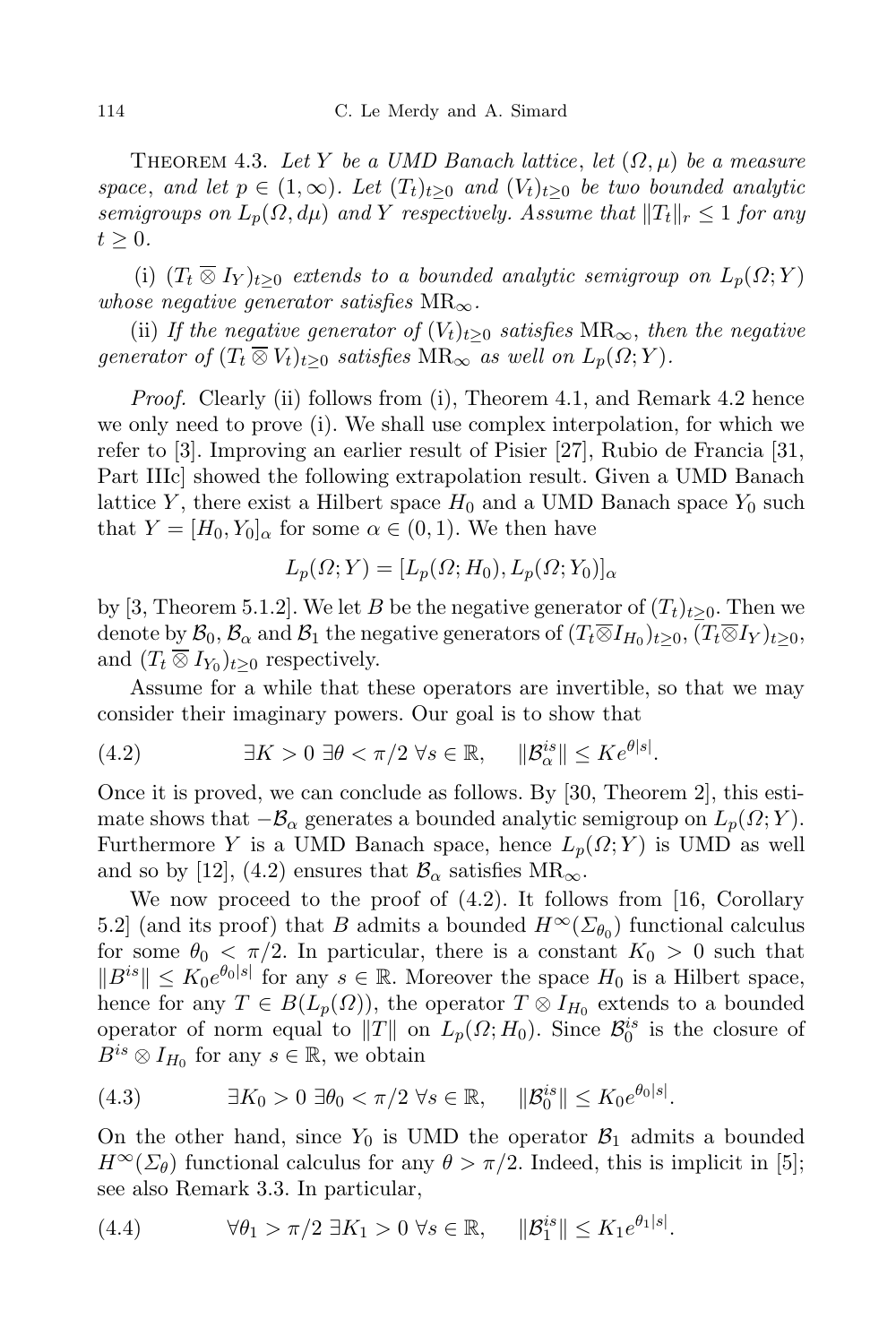THEOREM 4.3. *Let $Y$ be a UMD Banach lattice, let $(\Omega, \mu)$ be a measure space, and let $p \in (1, \infty)$. Let $(T_t)_{t\geq 0}$ and $(V_t)_{t\geq 0}$ be two bounded analytic semigroups on $L_p(\Omega, d\mu)$ and $Y$ respectively. Assume that $\|T_t\|_r \leq 1$ for any $t \geq 0$.*

(i) *$(T_t \overline{\otimes} I_Y)_{t\geq 0}$ extends to a bounded analytic semigroup on $L_p(\Omega; Y)$ whose negative generator satisfies $\mathrm{MR}_\infty$.*

(ii) *If the negative generator of $(V_t)_{t\geq 0}$ satisfies $\mathrm{MR}_\infty$, then the negative generator of $(T_t \overline{\otimes} V_t)_{t\geq 0}$ satisfies $\mathrm{MR}_\infty$ as well on $L_p(\Omega; Y)$.*

*Proof.* Clearly (ii) follows from (i), Theorem 4.1, and Remark 4.2 hence we only need to prove (i). We shall use complex interpolation, for which we refer to [3]. Improving an earlier result of Pisier [27], Rubio de Francia [31, Part IIIc] showed the following extrapolation result. Given a UMD Banach lattice $Y$, there exist a Hilbert space $H_0$ and a UMD Banach space $Y_0$ such that $Y = [H_0, Y_0]_\alpha$ for some $\alpha \in (0, 1)$. We then have

$$L_p(\Omega; Y) = [L_p(\Omega; H_0), L_p(\Omega; Y_0)]_\alpha$$

by [3, Theorem 5.1.2]. We let $B$ be the negative generator of $(T_t)_{t\geq 0}$. Then we denote by $\mathcal{B}_0$, $\mathcal{B}_\alpha$ and $\mathcal{B}_1$ the negative generators of $(T_t \overline{\otimes} I_{H_0})_{t\geq 0}$, $(T_t \overline{\otimes} I_Y)_{t\geq 0}$, and $(T_t \overline{\otimes} I_{Y_0})_{t\geq 0}$ respectively.

Assume for a while that these operators are invertible, so that we may consider their imaginary powers. Our goal is to show that

$$\exists K > 0 \ \exists \theta < \pi/2 \ \forall s \in \mathbb{R}, \quad \|\mathcal{B}_\alpha^{is}\| \leq K e^{\theta|s|}. \tag{4.2}$$

Once it is proved, we can conclude as follows. By [30, Theorem 2], this estimate shows that $-\mathcal{B}_\alpha$ generates a bounded analytic semigroup on $L_p(\Omega; Y)$. Furthermore $Y$ is a UMD Banach space, hence $L_p(\Omega; Y)$ is UMD as well and so by [12], (4.2) ensures that $\mathcal{B}_\alpha$ satisfies $\mathrm{MR}_\infty$.

We now proceed to the proof of (4.2). It follows from [16, Corollary 5.2] (and its proof) that $B$ admits a bounded $H^\infty(\Sigma_{\theta_0})$ functional calculus for some $\theta_0 < \pi/2$. In particular, there is a constant $K_0 > 0$ such that $\|B^{is}\| \leq K_0 e^{\theta_0|s|}$ for any $s \in \mathbb{R}$. Moreover the space $H_0$ is a Hilbert space, hence for any $T \in B(L_p(\Omega))$, the operator $T \otimes I_{H_0}$ extends to a bounded operator of norm equal to $\|T\|$ on $L_p(\Omega; H_0)$. Since $\mathcal{B}_0^{is}$ is the closure of $B^{is} \otimes I_{H_0}$ for any $s \in \mathbb{R}$, we obtain

$$\exists K_0 > 0 \ \exists \theta_0 < \pi/2 \ \forall s \in \mathbb{R}, \quad \|\mathcal{B}_0^{is}\| \leq K_0 e^{\theta_0|s|}. \tag{4.3}$$

On the other hand, since $Y_0$ is UMD the operator $\mathcal{B}_1$ admits a bounded $H^\infty(\Sigma_\theta)$ functional calculus for any $\theta > \pi/2$. Indeed, this is implicit in [5]; see also Remark 3.3. In particular,

$$\forall \theta_1 > \pi/2 \ \exists K_1 > 0 \ \forall s \in \mathbb{R}, \quad \|\mathcal{B}_1^{is}\| \leq K_1 e^{\theta_1|s|}. \tag{4.4}$$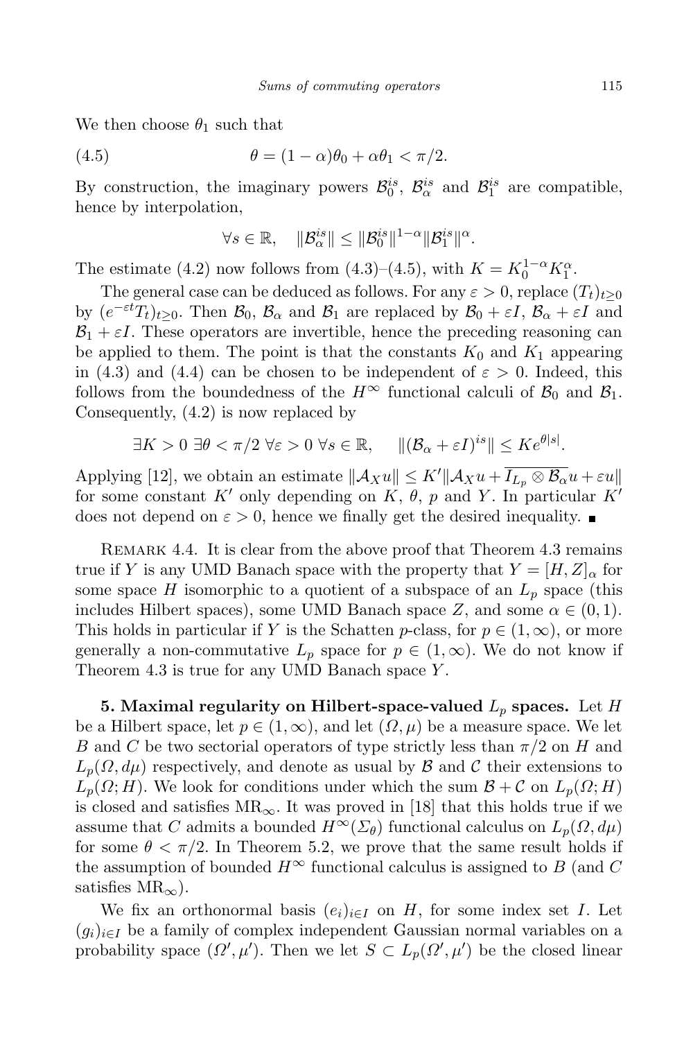We then choose $\theta_1$ such that

$$(4.5) \qquad \theta = (1-\alpha)\theta_0 + \alpha\theta_1 < \pi/2.$$

By construction, the imaginary powers $\mathcal{B}_0^{is}$, $\mathcal{B}_\alpha^{is}$ and $\mathcal{B}_1^{is}$ are compatible, hence by interpolation,

$$\forall s \in \mathbb{R}, \quad \|\mathcal{B}_\alpha^{is}\| \leq \|\mathcal{B}_0^{is}\|^{1-\alpha} \|\mathcal{B}_1^{is}\|^{\alpha}.$$

The estimate (4.2) now follows from (4.3)–(4.5), with $K = K_0^{1-\alpha} K_1^{\alpha}$.

The general case can be deduced as follows. For any $\varepsilon > 0$, replace $(T_t)_{t\geq 0}$ by $(e^{-\varepsilon t} T_t)_{t\geq 0}$. Then $\mathcal{B}_0$, $\mathcal{B}_\alpha$ and $\mathcal{B}_1$ are replaced by $\mathcal{B}_0 + \varepsilon I$, $\mathcal{B}_\alpha + \varepsilon I$ and $\mathcal{B}_1 + \varepsilon I$. These operators are invertible, hence the preceding reasoning can be applied to them. The point is that the constants $K_0$ and $K_1$ appearing in (4.3) and (4.4) can be chosen to be independent of $\varepsilon > 0$. Indeed, this follows from the boundedness of the $H^\infty$ functional calculi of $\mathcal{B}_0$ and $\mathcal{B}_1$. Consequently, (4.2) is now replaced by

$$\exists K > 0 \ \exists \theta < \pi/2 \ \forall \varepsilon > 0 \ \forall s \in \mathbb{R}, \quad \|(\mathcal{B}_\alpha + \varepsilon I)^{is}\| \leq K e^{\theta |s|}.$$

Applying [12], we obtain an estimate $\|\mathcal{A}_X u\| \leq K' \|\mathcal{A}_X u + \overline{I_{L_p} \otimes \mathcal{B}_\alpha} u + \varepsilon u\|$ for some constant $K'$ only depending on $K$, $\theta$, $p$ and $Y$. In particular $K'$ does not depend on $\varepsilon > 0$, hence we finally get the desired inequality. ■

Remark 4.4. It is clear from the above proof that Theorem 4.3 remains true if $Y$ is any UMD Banach space with the property that $Y = [H, Z]_\alpha$ for some space $H$ isomorphic to a quotient of a subspace of an $L_p$ space (this includes Hilbert spaces), some UMD Banach space $Z$, and some $\alpha \in (0,1)$. This holds in particular if $Y$ is the Schatten $p$-class, for $p \in (1,\infty)$, or more generally a non-commutative $L_p$ space for $p \in (1,\infty)$. We do not know if Theorem 4.3 is true for any UMD Banach space $Y$.

**5. Maximal regularity on Hilbert-space-valued $L_p$ spaces.** Let $H$ be a Hilbert space, let $p \in (1,\infty)$, and let $(\Omega,\mu)$ be a measure space. We let $B$ and $C$ be two sectorial operators of type strictly less than $\pi/2$ on $H$ and $L_p(\Omega, d\mu)$ respectively, and denote as usual by $\mathcal{B}$ and $\mathcal{C}$ their extensions to $L_p(\Omega; H)$. We look for conditions under which the sum $\mathcal{B} + \mathcal{C}$ on $L_p(\Omega; H)$ is closed and satisfies $\mathrm{MR}_\infty$. It was proved in [18] that this holds true if we assume that $C$ admits a bounded $H^\infty(\Sigma_\theta)$ functional calculus on $L_p(\Omega, d\mu)$ for some $\theta < \pi/2$. In Theorem 5.2, we prove that the same result holds if the assumption of bounded $H^\infty$ functional calculus is assigned to $B$ (and $C$ satisfies $\mathrm{MR}_\infty$).

We fix an orthonormal basis $(e_i)_{i\in I}$ on $H$, for some index set $I$. Let $(g_i)_{i\in I}$ be a family of complex independent Gaussian normal variables on a probability space $(\Omega', \mu')$. Then we let $S \subset L_p(\Omega', \mu')$ be the closed linear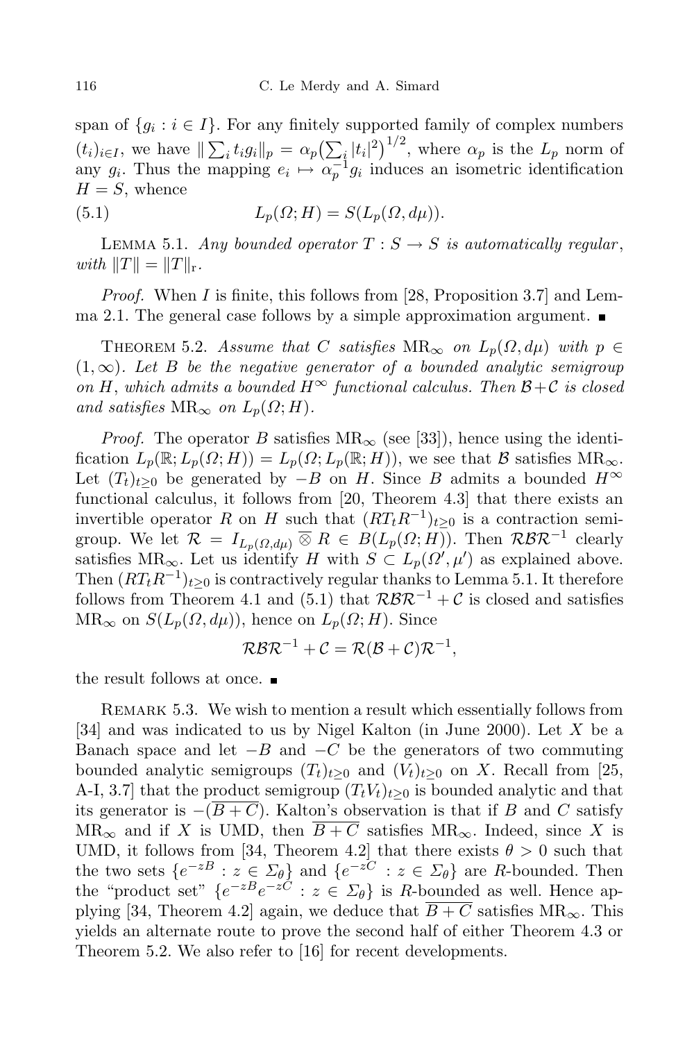span of $\{g_i : i \in I\}$. For any finitely supported family of complex numbers $(t_i)_{i \in I}$, we have $\| \sum_i t_i g_i \|_p = \alpha_p \big(\sum_i |t_i|^2\big)^{1/2}$, where $\alpha_p$ is the $L_p$ norm of any $g_i$. Thus the mapping $e_i \mapsto \alpha_p^{-1} g_i$ induces an isometric identification $H = S$, whence

$$L_p(\Omega; H) = S(L_p(\Omega, d\mu)). \tag{5.1}$$

Lemma 5.1. *Any bounded operator $T : S \to S$ is automatically regular, with $\|T\| = \|T\|_{\mathrm{r}}$.*

*Proof.* When $I$ is finite, this follows from [28, Proposition 3.7] and Lemma 2.1. The general case follows by a simple approximation argument. ∎

Theorem 5.2. *Assume that $C$ satisfies $\mathrm{MR}_\infty$ on $L_p(\Omega, d\mu)$ with $p \in (1, \infty)$. Let $B$ be the negative generator of a bounded analytic semigroup on $H$, which admits a bounded $H^\infty$ functional calculus. Then $\mathcal{B} + \mathcal{C}$ is closed and satisfies $\mathrm{MR}_\infty$ on $L_p(\Omega; H)$.*

*Proof.* The operator $B$ satisfies $\mathrm{MR}_\infty$ (see [33]), hence using the identification $L_p(\mathbb{R}; L_p(\Omega; H)) = L_p(\Omega; L_p(\mathbb{R}; H))$, we see that $\mathcal{B}$ satisfies $\mathrm{MR}_\infty$. Let $(T_t)_{t \geq 0}$ be generated by $-B$ on $H$. Since $B$ admits a bounded $H^\infty$ functional calculus, it follows from [20, Theorem 4.3] that there exists an invertible operator $R$ on $H$ such that $(RT_tR^{-1})_{t \geq 0}$ is a contraction semigroup. We let $\mathcal{R} = I_{L_p(\Omega, d\mu)} \overline{\otimes} R \in B(L_p(\Omega; H))$. Then $\mathcal{R}\mathcal{B}\mathcal{R}^{-1}$ clearly satisfies $\mathrm{MR}_\infty$. Let us identify $H$ with $S \subset L_p(\Omega', \mu')$ as explained above. Then $(RT_tR^{-1})_{t \geq 0}$ is contractively regular thanks to Lemma 5.1. It therefore follows from Theorem 4.1 and (5.1) that $\mathcal{R}\mathcal{B}\mathcal{R}^{-1} + \mathcal{C}$ is closed and satisfies $\mathrm{MR}_\infty$ on $S(L_p(\Omega, d\mu))$, hence on $L_p(\Omega; H)$. Since

$$\mathcal{R}\mathcal{B}\mathcal{R}^{-1} + \mathcal{C} = \mathcal{R}(\mathcal{B} + \mathcal{C})\mathcal{R}^{-1},$$

the result follows at once. ∎

Remark 5.3. We wish to mention a result which essentially follows from [34] and was indicated to us by Nigel Kalton (in June 2000). Let $X$ be a Banach space and let $-B$ and $-C$ be the generators of two commuting bounded analytic semigroups $(T_t)_{t \geq 0}$ and $(V_t)_{t \geq 0}$ on $X$. Recall from [25, A-I, 3.7] that the product semigroup $(T_tV_t)_{t \geq 0}$ is bounded analytic and that its generator is $-(\overline{B + C})$. Kalton's observation is that if $B$ and $C$ satisfy $\mathrm{MR}_\infty$ and if $X$ is UMD, then $\overline{B + C}$ satisfies $\mathrm{MR}_\infty$. Indeed, since $X$ is UMD, it follows from [34, Theorem 4.2] that there exists $\theta > 0$ such that the two sets $\{e^{-zB} : z \in \Sigma_\theta\}$ and $\{e^{-zC} : z \in \Sigma_\theta\}$ are $R$-bounded. Then the "product set" $\{e^{-zB}e^{-zC} : z \in \Sigma_\theta\}$ is $R$-bounded as well. Hence applying [34, Theorem 4.2] again, we deduce that $\overline{B + C}$ satisfies $\mathrm{MR}_\infty$. This yields an alternate route to prove the second half of either Theorem 4.3 or Theorem 5.2. We also refer to [16] for recent developments.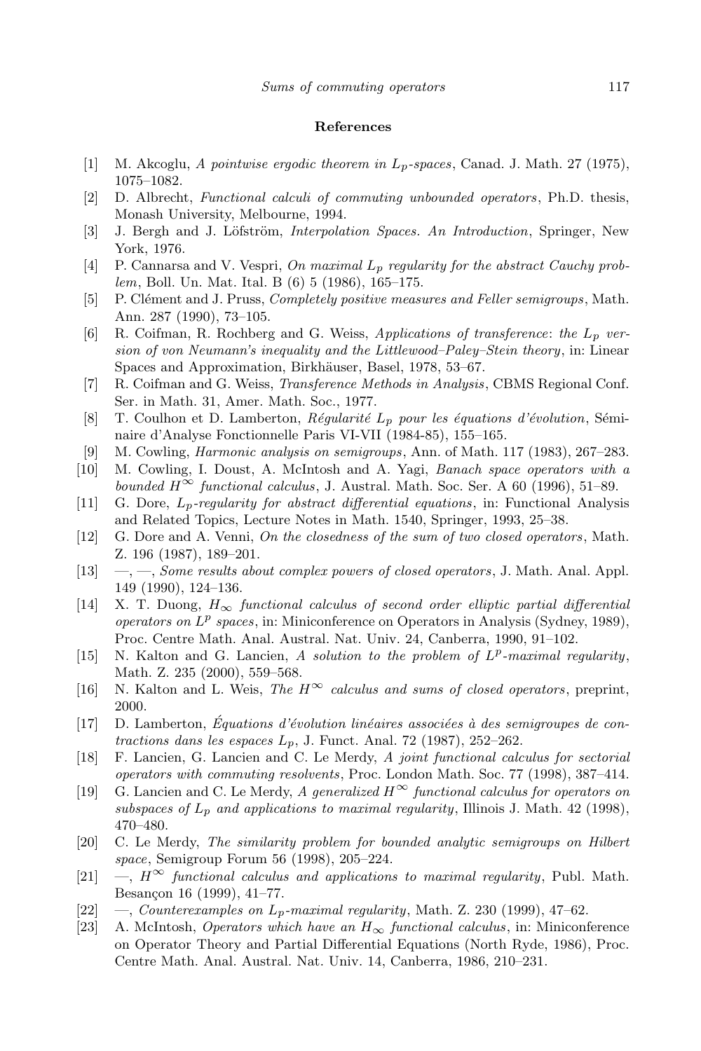## References

[1] M. Akcoglu, *A pointwise ergodic theorem in $L_p$-spaces*, Canad. J. Math. 27 (1975), 1075–1082.

[2] D. Albrecht, *Functional calculi of commuting unbounded operators*, Ph.D. thesis, Monash University, Melbourne, 1994.

[3] J. Bergh and J. Löfström, *Interpolation Spaces. An Introduction*, Springer, New York, 1976.

[4] P. Cannarsa and V. Vespri, *On maximal $L_p$ regularity for the abstract Cauchy problem*, Boll. Un. Mat. Ital. B (6) 5 (1986), 165–175.

[5] P. Clément and J. Pruss, *Completely positive measures and Feller semigroups*, Math. Ann. 287 (1990), 73–105.

[6] R. Coifman, R. Rochberg and G. Weiss, *Applications of transference: the $L_p$ version of von Neumann's inequality and the Littlewood–Paley–Stein theory*, in: Linear Spaces and Approximation, Birkhäuser, Basel, 1978, 53–67.

[7] R. Coifman and G. Weiss, *Transference Methods in Analysis*, CBMS Regional Conf. Ser. in Math. 31, Amer. Math. Soc., 1977.

[8] T. Coulhon et D. Lamberton, *Régularité $L_p$ pour les équations d'évolution*, Séminaire d'Analyse Fonctionnelle Paris VI-VII (1984-85), 155–165.

[9] M. Cowling, *Harmonic analysis on semigroups*, Ann. of Math. 117 (1983), 267–283.

[10] M. Cowling, I. Doust, A. McIntosh and A. Yagi, *Banach space operators with a bounded $H^\infty$ functional calculus*, J. Austral. Math. Soc. Ser. A 60 (1996), 51–89.

[11] G. Dore, *$L_p$-regularity for abstract differential equations*, in: Functional Analysis and Related Topics, Lecture Notes in Math. 1540, Springer, 1993, 25–38.

[12] G. Dore and A. Venni, *On the closedness of the sum of two closed operators*, Math. Z. 196 (1987), 189–201.

[13] —, —, *Some results about complex powers of closed operators*, J. Math. Anal. Appl. 149 (1990), 124–136.

[14] X. T. Duong, *$H_\infty$ functional calculus of second order elliptic partial differential operators on $L^p$ spaces*, in: Miniconference on Operators in Analysis (Sydney, 1989), Proc. Centre Math. Anal. Austral. Nat. Univ. 24, Canberra, 1990, 91–102.

[15] N. Kalton and G. Lancien, *A solution to the problem of $L^p$-maximal regularity*, Math. Z. 235 (2000), 559–568.

[16] N. Kalton and L. Weis, *The $H^\infty$ calculus and sums of closed operators*, preprint, 2000.

[17] D. Lamberton, *Équations d'évolution linéaires associées à des semigroupes de contractions dans les espaces $L_p$*, J. Funct. Anal. 72 (1987), 252–262.

[18] F. Lancien, G. Lancien and C. Le Merdy, *A joint functional calculus for sectorial operators with commuting resolvents*, Proc. London Math. Soc. 77 (1998), 387–414.

[19] G. Lancien and C. Le Merdy, *A generalized $H^\infty$ functional calculus for operators on subspaces of $L_p$ and applications to maximal regularity*, Illinois J. Math. 42 (1998), 470–480.

[20] C. Le Merdy, *The similarity problem for bounded analytic semigroups on Hilbert space*, Semigroup Forum 56 (1998), 205–224.

[21] —, *$H^\infty$ functional calculus and applications to maximal regularity*, Publ. Math. Besançon 16 (1999), 41–77.

[22] —, *Counterexamples on $L_p$-maximal regularity*, Math. Z. 230 (1999), 47–62.

[23] A. McIntosh, *Operators which have an $H_\infty$ functional calculus*, in: Miniconference on Operator Theory and Partial Differential Equations (North Ryde, 1986), Proc. Centre Math. Anal. Austral. Nat. Univ. 14, Canberra, 1986, 210–231.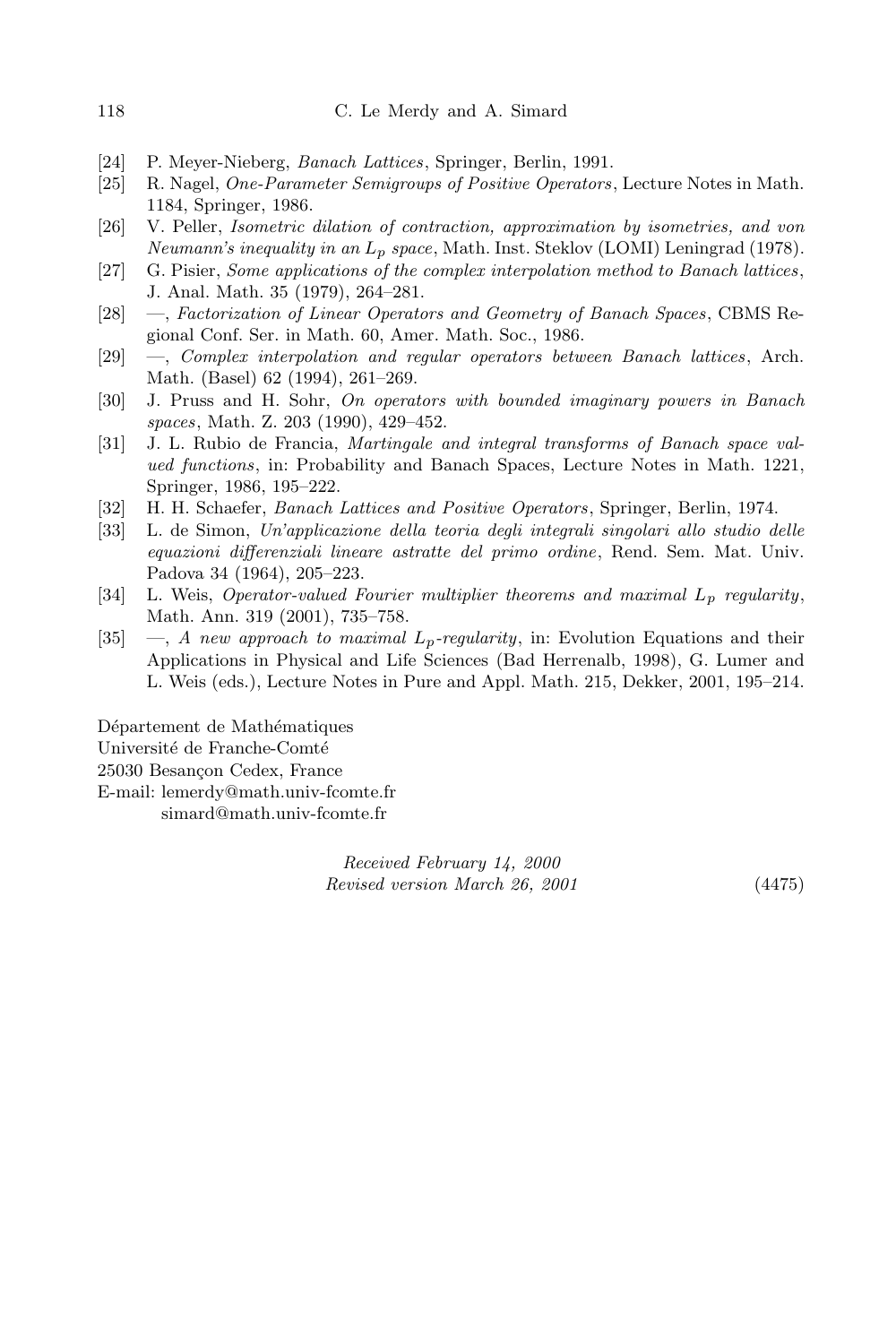[24] P. Meyer-Nieberg, *Banach Lattices*, Springer, Berlin, 1991.

[25] R. Nagel, *One-Parameter Semigroups of Positive Operators*, Lecture Notes in Math. 1184, Springer, 1986.

[26] V. Peller, *Isometric dilation of contraction, approximation by isometries, and von Neumann's inequality in an $L_p$ space*, Math. Inst. Steklov (LOMI) Leningrad (1978).

[27] G. Pisier, *Some applications of the complex interpolation method to Banach lattices*, J. Anal. Math. 35 (1979), 264–281.

[28] —, *Factorization of Linear Operators and Geometry of Banach Spaces*, CBMS Regional Conf. Ser. in Math. 60, Amer. Math. Soc., 1986.

[29] —, *Complex interpolation and regular operators between Banach lattices*, Arch. Math. (Basel) 62 (1994), 261–269.

[30] J. Pruss and H. Sohr, *On operators with bounded imaginary powers in Banach spaces*, Math. Z. 203 (1990), 429–452.

[31] J. L. Rubio de Francia, *Martingale and integral transforms of Banach space valued functions*, in: Probability and Banach Spaces, Lecture Notes in Math. 1221, Springer, 1986, 195–222.

[32] H. H. Schaefer, *Banach Lattices and Positive Operators*, Springer, Berlin, 1974.

[33] L. de Simon, *Un'applicazione della teoria degli integrali singolari allo studio delle equazioni differenziali lineare astratte del primo ordine*, Rend. Sem. Mat. Univ. Padova 34 (1964), 205–223.

[34] L. Weis, *Operator-valued Fourier multiplier theorems and maximal $L_p$ regularity*, Math. Ann. 319 (2001), 735–758.

[35] —, *A new approach to maximal $L_p$-regularity*, in: Evolution Equations and their Applications in Physical and Life Sciences (Bad Herrenalb, 1998), G. Lumer and L. Weis (eds.), Lecture Notes in Pure and Appl. Math. 215, Dekker, 2001, 195–214.

Département de Mathématiques
Université de Franche-Comté
25030 Besançon Cedex, France
E-mail: lemerdy@math.univ-fcomte.fr
simard@math.univ-fcomte.fr

*Received February 14, 2000*
*Revised version March 26, 2001* (4475)